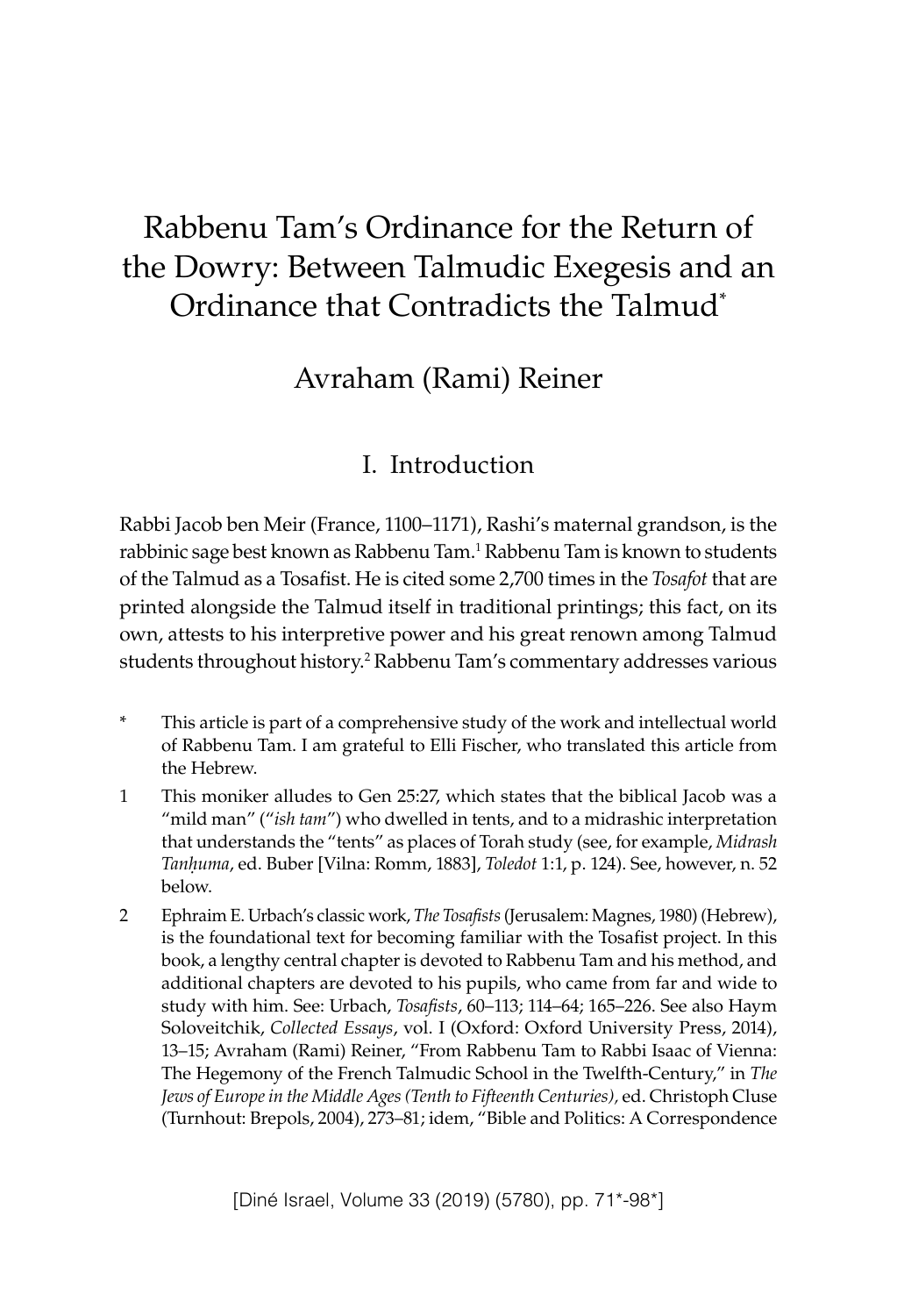# Rabbenu Tam's Ordinance for the Return of the Dowry: Between Talmudic Exegesis and an Ordinance that Contradicts the Talmud*

Avraham (Rami) Reiner

## I. Introduction

Rabbi Jacob ben Meir (France, 1100–1171), Rashi's maternal grandson, is the rabbinic sage best known as Rabbenu Tam.[1] Rabbenu Tam is known to students of the Talmud as a Tosafist. He is cited some 2,700 times in the *Tosafot* that are printed alongside the Talmud itself in traditional printings; this fact, on its own, attests to his interpretive power and his great renown among Talmud students throughout history.[2] Rabbenu Tam's commentary addresses various

\* This article is part of a comprehensive study of the work and intellectual world of Rabbenu Tam. I am grateful to Elli Fischer, who translated this article from the Hebrew.

1 This moniker alludes to Gen 25:27, which states that the biblical Jacob was a "mild man" ("*ish tam*") who dwelled in tents, and to a midrashic interpretation that understands the "tents" as places of Torah study (see, for example, *Midrash Tanḥuma*, ed. Buber [Vilna: Romm, 1883], *Toledot* 1:1, p. 124). See, however, n. 52 below.

2 Ephraim E. Urbach's classic work, *The Tosafists* (Jerusalem: Magnes, 1980) (Hebrew), is the foundational text for becoming familiar with the Tosafist project. In this book, a lengthy central chapter is devoted to Rabbenu Tam and his method, and additional chapters are devoted to his pupils, who came from far and wide to study with him. See: Urbach, *Tosafists*, 60–113; 114–64; 165–226. See also Haym Soloveitchik, *Collected Essays*, vol. I (Oxford: Oxford University Press, 2014), 13–15; Avraham (Rami) Reiner, "From Rabbenu Tam to Rabbi Isaac of Vienna: The Hegemony of the French Talmudic School in the Twelfth-Century," in *The Jews of Europe in the Middle Ages (Tenth to Fifteenth Centuries)*, ed. Christoph Cluse (Turnhout: Brepols, 2004), 273–81; idem, "Bible and Politics: A Correspondence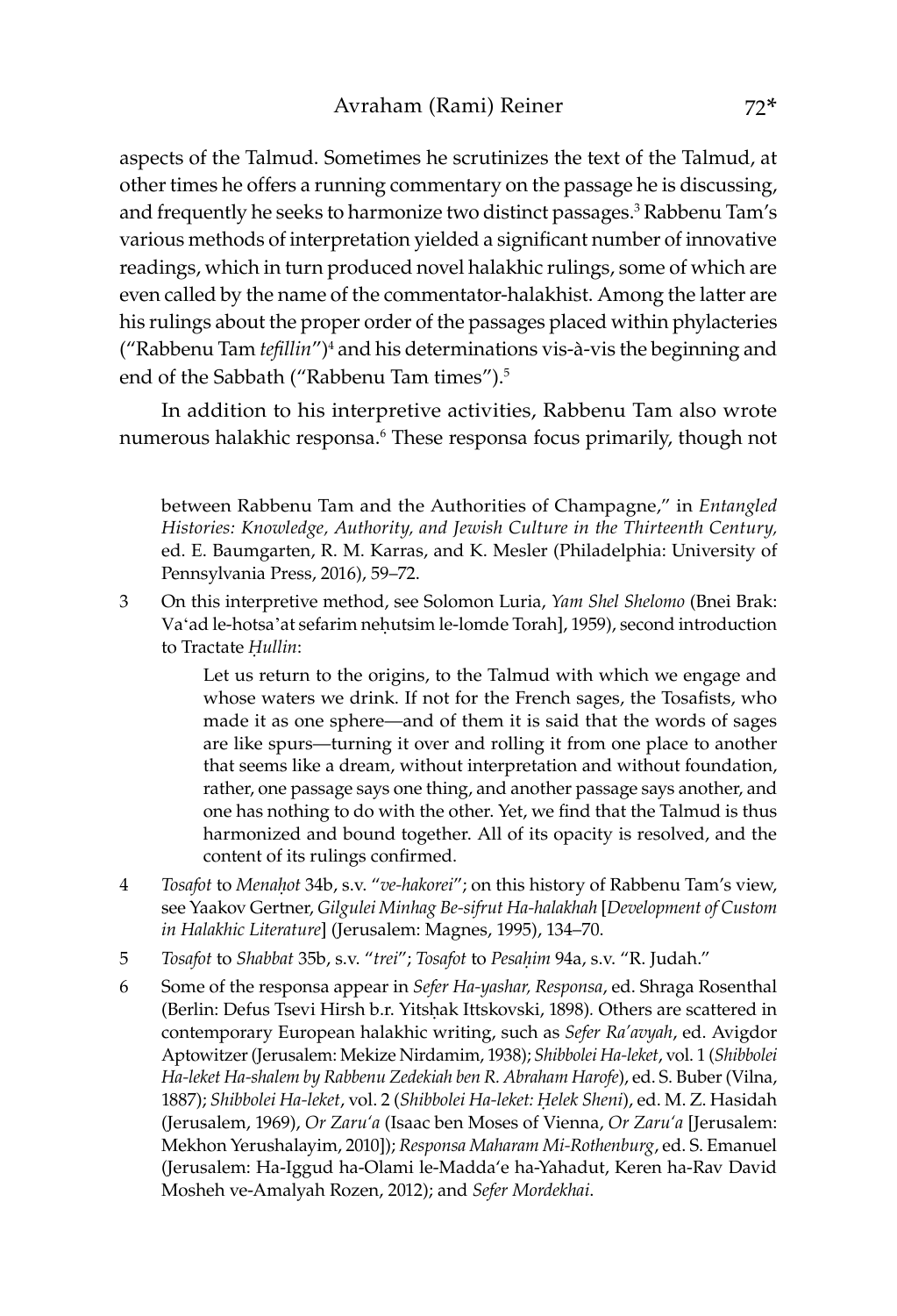aspects of the Talmud. Sometimes he scrutinizes the text of the Talmud, at other times he offers a running commentary on the passage he is discussing, and frequently he seeks to harmonize two distinct passages.[3] Rabbenu Tam's various methods of interpretation yielded a significant number of innovative readings, which in turn produced novel halakhic rulings, some of which are even called by the name of the commentator-halakhist. Among the latter are his rulings about the proper order of the passages placed within phylacteries ("Rabbenu Tam *tefillin*")[4] and his determinations vis-à-vis the beginning and end of the Sabbath ("Rabbenu Tam times").[5]

In addition to his interpretive activities, Rabbenu Tam also wrote numerous halakhic responsa.[6] These responsa focus primarily, though not

---

between Rabbenu Tam and the Authorities of Champagne," in *Entangled Histories: Knowledge, Authority, and Jewish Culture in the Thirteenth Century,* ed. E. Baumgarten, R. M. Karras, and K. Mesler (Philadelphia: University of Pennsylvania Press, 2016), 59–72.

3 On this interpretive method, see Solomon Luria, *Yam Shel Shelomo* (Bnei Brak: Va'ad le-hotsa'at sefarim neḥutsim le-lomde Torah], 1959), second introduction to Tractate *Ḥullin*:

> Let us return to the origins, to the Talmud with which we engage and whose waters we drink. If not for the French sages, the Tosafists, who made it as one sphere—and of them it is said that the words of sages are like spurs—turning it over and rolling it from one place to another that seems like a dream, without interpretation and without foundation, rather, one passage says one thing, and another passage says another, and one has nothing to do with the other. Yet, we find that the Talmud is thus harmonized and bound together. All of its opacity is resolved, and the content of its rulings confirmed.

4 *Tosafot* to *Menaḥot* 34b, s.v. "*ve-hakorei*"; on this history of Rabbenu Tam's view, see Yaakov Gertner, *Gilgulei Minhag Be-sifrut Ha-halakhah* [*Development of Custom in Halakhic Literature*] (Jerusalem: Magnes, 1995), 134–70.

5 *Tosafot* to *Shabbat* 35b, s.v. "*trei*"; *Tosafot* to *Pesaḥim* 94a, s.v. "R. Judah."

6 Some of the responsa appear in *Sefer Ha-yashar, Responsa*, ed. Shraga Rosenthal (Berlin: Defus Tsevi Hirsh b.r. Yitsḥak Ittskovski, 1898). Others are scattered in contemporary European halakhic writing, such as *Sefer Ra'avyah*, ed. Avigdor Aptowitzer (Jerusalem: Mekize Nirdamim, 1938); *Shibbolei Ha-leket*, vol. 1 (*Shibbolei Ha-leket Ha-shalem by Rabbenu Zedekiah ben R. Abraham Harofe*), ed. S. Buber (Vilna, 1887); *Shibbolei Ha-leket*, vol. 2 (*Shibbolei Ha-leket: Ḥelek Sheni*), ed. M. Z. Hasidah (Jerusalem, 1969), *Or Zaru'a* (Isaac ben Moses of Vienna, *Or Zaru'a* [Jerusalem: Mekhon Yerushalayim, 2010]); *Responsa Maharam Mi-Rothenburg*, ed. S. Emanuel (Jerusalem: Ha-Iggud ha-Olami le-Madda'e ha-Yahadut, Keren ha-Rav David Mosheh ve-Amalyah Rozen, 2012); and *Sefer Mordekhai*.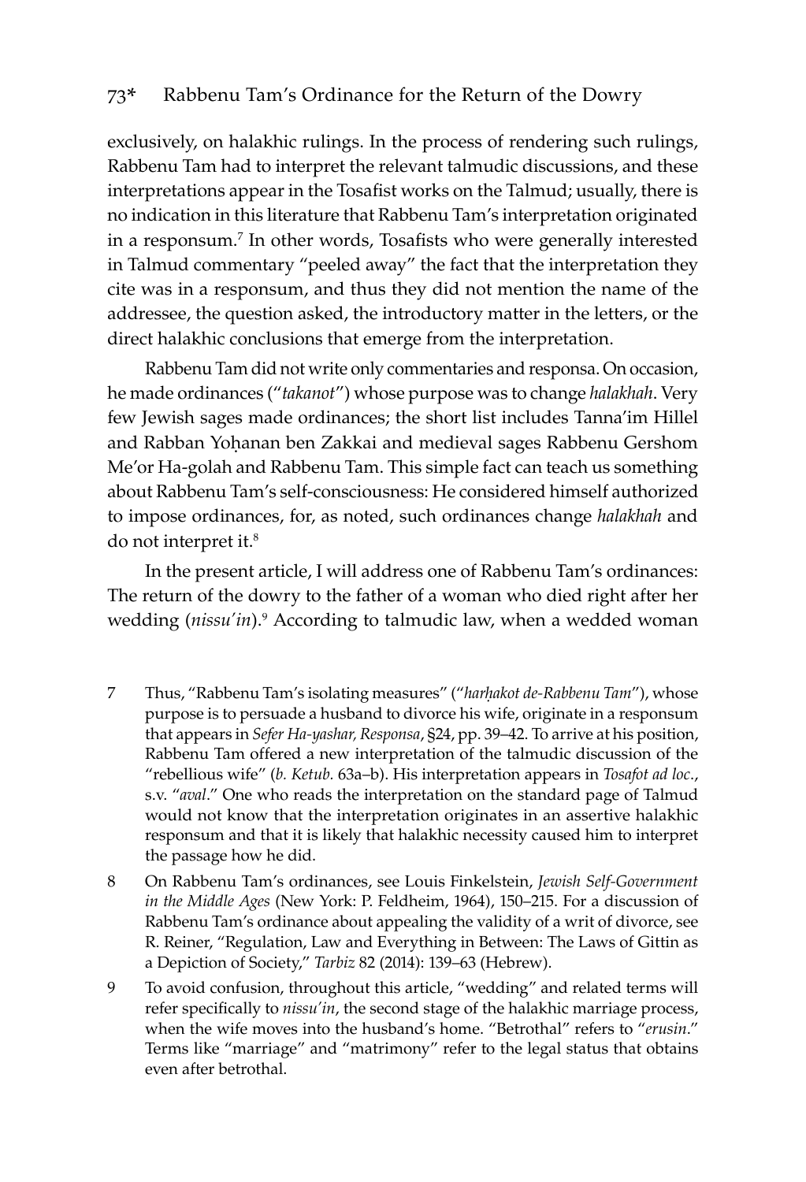exclusively, on halakhic rulings. In the process of rendering such rulings, Rabbenu Tam had to interpret the relevant talmudic discussions, and these interpretations appear in the Tosafist works on the Talmud; usually, there is no indication in this literature that Rabbenu Tam's interpretation originated in a responsum.[7] In other words, Tosafists who were generally interested in Talmud commentary "peeled away" the fact that the interpretation they cite was in a responsum, and thus they did not mention the name of the addressee, the question asked, the introductory matter in the letters, or the direct halakhic conclusions that emerge from the interpretation.

Rabbenu Tam did not write only commentaries and responsa. On occasion, he made ordinances ("*takanot*") whose purpose was to change *halakhah*. Very few Jewish sages made ordinances; the short list includes Tanna'im Hillel and Rabban Yoḥanan ben Zakkai and medieval sages Rabbenu Gershom Me'or Ha-golah and Rabbenu Tam. This simple fact can teach us something about Rabbenu Tam's self-consciousness: He considered himself authorized to impose ordinances, for, as noted, such ordinances change *halakhah* and do not interpret it.[8]

In the present article, I will address one of Rabbenu Tam's ordinances: The return of the dowry to the father of a woman who died right after her wedding (*nissu'in*).[9] According to talmudic law, when a wedded woman

7 Thus, "Rabbenu Tam's isolating measures" ("*harḥakot de-Rabbenu Tam*"), whose purpose is to persuade a husband to divorce his wife, originate in a responsum that appears in *Sefer Ha-yashar, Responsa*, §24, pp. 39–42. To arrive at his position, Rabbenu Tam offered a new interpretation of the talmudic discussion of the "rebellious wife" (*b. Ketub.* 63a–b). His interpretation appears in *Tosafot ad loc.*, s.v. "*aval*." One who reads the interpretation on the standard page of Talmud would not know that the interpretation originates in an assertive halakhic responsum and that it is likely that halakhic necessity caused him to interpret the passage how he did.

8 On Rabbenu Tam's ordinances, see Louis Finkelstein, *Jewish Self-Government in the Middle Ages* (New York: P. Feldheim, 1964), 150–215. For a discussion of Rabbenu Tam's ordinance about appealing the validity of a writ of divorce, see R. Reiner, "Regulation, Law and Everything in Between: The Laws of Gittin as a Depiction of Society," *Tarbiz* 82 (2014): 139–63 (Hebrew).

9 To avoid confusion, throughout this article, "wedding" and related terms will refer specifically to *nissu'in*, the second stage of the halakhic marriage process, when the wife moves into the husband's home. "Betrothal" refers to "*erusin*." Terms like "marriage" and "matrimony" refer to the legal status that obtains even after betrothal.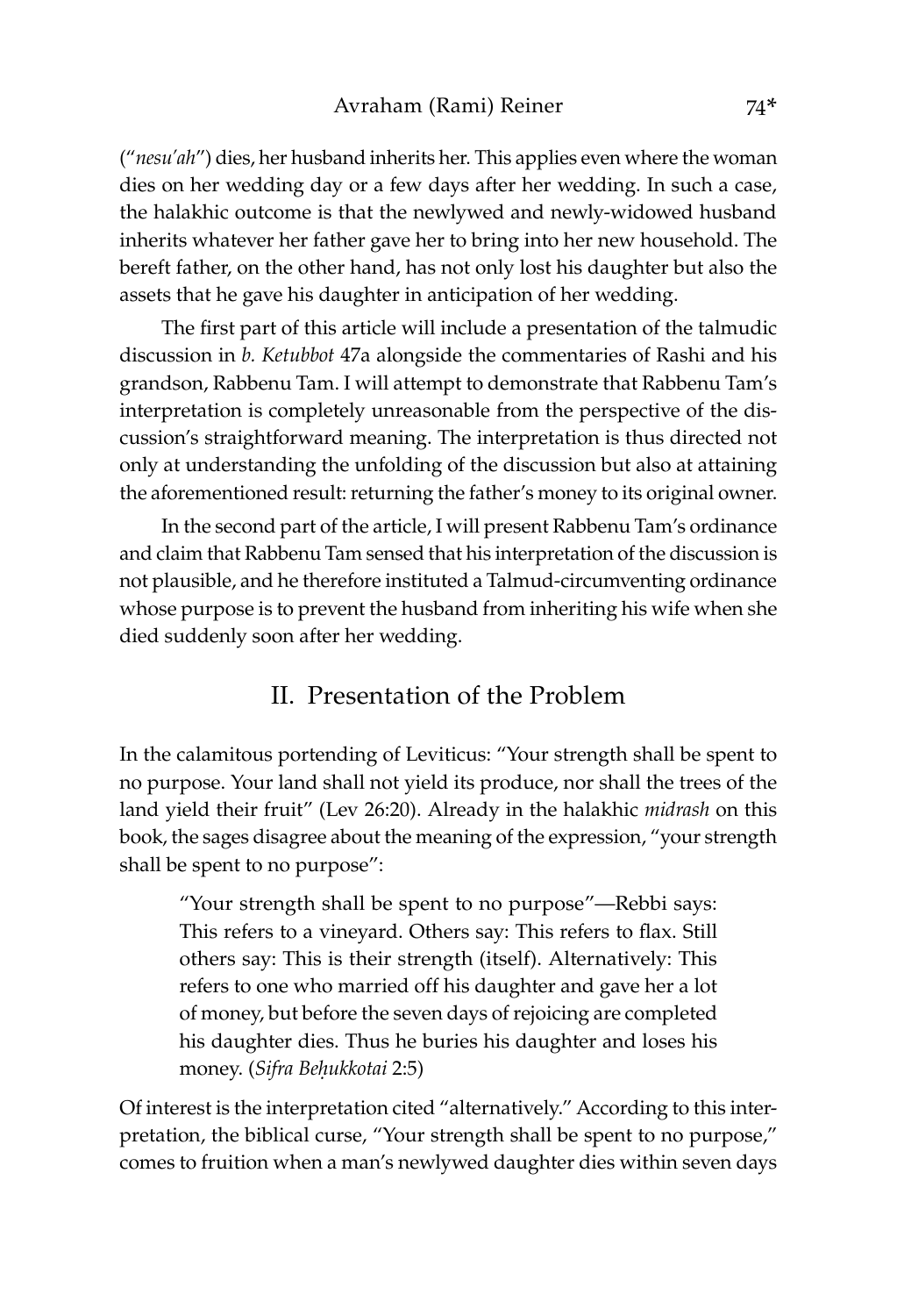(“*nesu'ah*”) dies, her husband inherits her. This applies even where the woman dies on her wedding day or a few days after her wedding. In such a case, the halakhic outcome is that the newlywed and newly-widowed husband inherits whatever her father gave her to bring into her new household. The bereft father, on the other hand, has not only lost his daughter but also the assets that he gave his daughter in anticipation of her wedding.

The first part of this article will include a presentation of the talmudic discussion in *b. Ketubbot* 47a alongside the commentaries of Rashi and his grandson, Rabbenu Tam. I will attempt to demonstrate that Rabbenu Tam's interpretation is completely unreasonable from the perspective of the discussion's straightforward meaning. The interpretation is thus directed not only at understanding the unfolding of the discussion but also at attaining the aforementioned result: returning the father's money to its original owner.

In the second part of the article, I will present Rabbenu Tam's ordinance and claim that Rabbenu Tam sensed that his interpretation of the discussion is not plausible, and he therefore instituted a Talmud-circumventing ordinance whose purpose is to prevent the husband from inheriting his wife when she died suddenly soon after her wedding.

## II. Presentation of the Problem

In the calamitous portending of Leviticus: “Your strength shall be spent to no purpose. Your land shall not yield its produce, nor shall the trees of the land yield their fruit” (Lev 26:20). Already in the halakhic *midrash* on this book, the sages disagree about the meaning of the expression, “your strength shall be spent to no purpose”:

> “Your strength shall be spent to no purpose”—Rebbi says: This refers to a vineyard. Others say: This refers to flax. Still others say: This is their strength (itself). Alternatively: This refers to one who married off his daughter and gave her a lot of money, but before the seven days of rejoicing are completed his daughter dies. Thus he buries his daughter and loses his money. (*Sifra Beḥukkotai* 2:5)

Of interest is the interpretation cited “alternatively.” According to this interpretation, the biblical curse, “Your strength shall be spent to no purpose,” comes to fruition when a man's newlywed daughter dies within seven days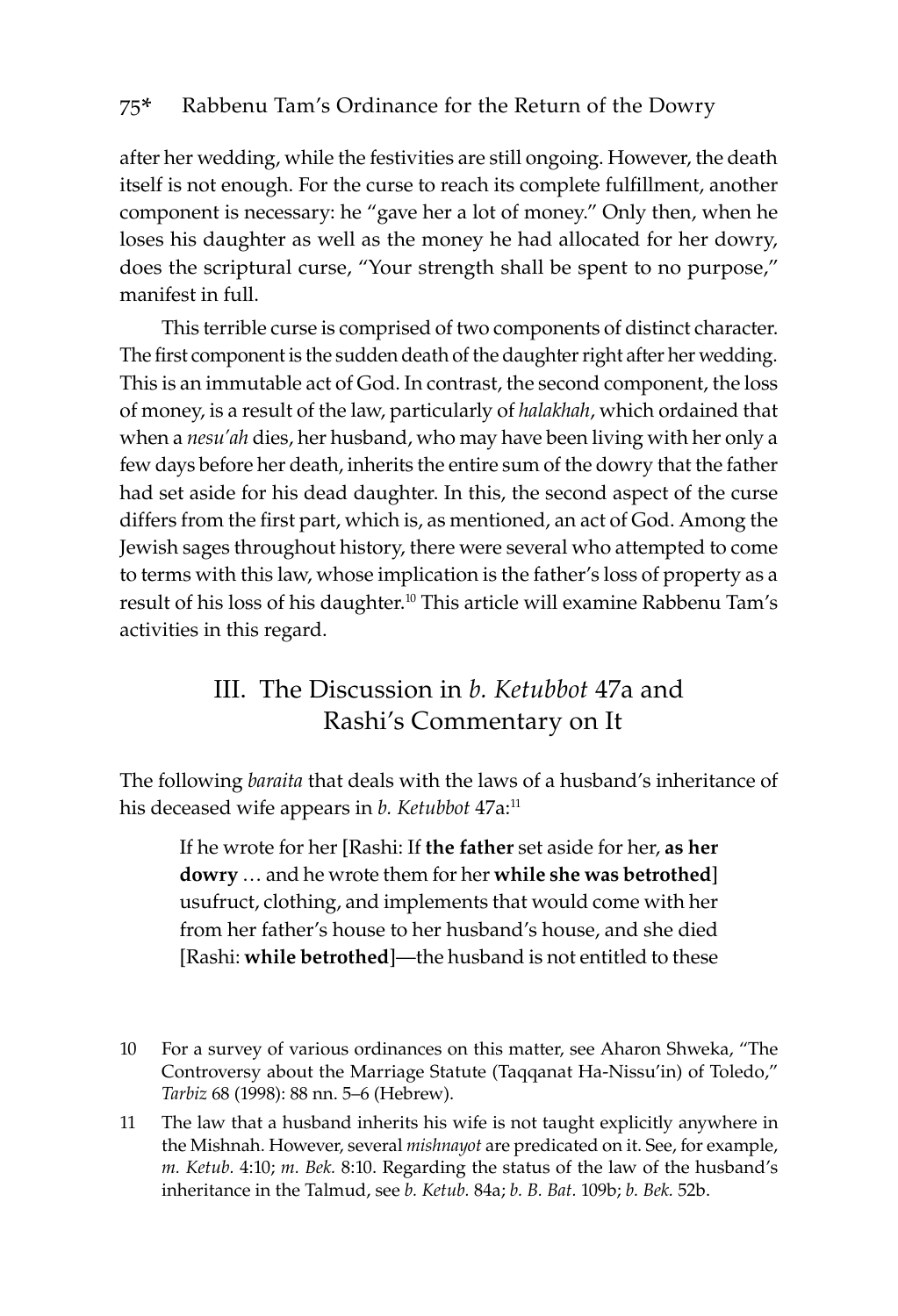after her wedding, while the festivities are still ongoing. However, the death itself is not enough. For the curse to reach its complete fulfillment, another component is necessary: he "gave her a lot of money." Only then, when he loses his daughter as well as the money he had allocated for her dowry, does the scriptural curse, "Your strength shall be spent to no purpose," manifest in full.

This terrible curse is comprised of two components of distinct character. The first component is the sudden death of the daughter right after her wedding. This is an immutable act of God. In contrast, the second component, the loss of money, is a result of the law, particularly of *halakhah*, which ordained that when a *nesu'ah* dies, her husband, who may have been living with her only a few days before her death, inherits the entire sum of the dowry that the father had set aside for his dead daughter. In this, the second aspect of the curse differs from the first part, which is, as mentioned, an act of God. Among the Jewish sages throughout history, there were several who attempted to come to terms with this law, whose implication is the father's loss of property as a result of his loss of his daughter.[10] This article will examine Rabbenu Tam's activities in this regard.

## III. The Discussion in *b. Ketubbot* 47a and Rashi's Commentary on It

The following *baraita* that deals with the laws of a husband's inheritance of his deceased wife appears in *b. Ketubbot* 47a:[11]

> If he wrote for her [Rashi: If **the father** set aside for her, **as her dowry** … and he wrote them for her **while she was betrothed**] usufruct, clothing, and implements that would come with her from her father's house to her husband's house, and she died [Rashi: **while betrothed**]—the husband is not entitled to these

---

10 For a survey of various ordinances on this matter, see Aharon Shweka, "The Controversy about the Marriage Statute (Taqqanat Ha-Nissu'in) of Toledo," *Tarbiz* 68 (1998): 88 nn. 5–6 (Hebrew).

11 The law that a husband inherits his wife is not taught explicitly anywhere in the Mishnah. However, several *mishnayot* are predicated on it. See, for example, *m. Ketub.* 4:10; *m. Bek.* 8:10. Regarding the status of the law of the husband's inheritance in the Talmud, see *b. Ketub.* 84a; *b. B. Bat.* 109b; *b. Bek.* 52b.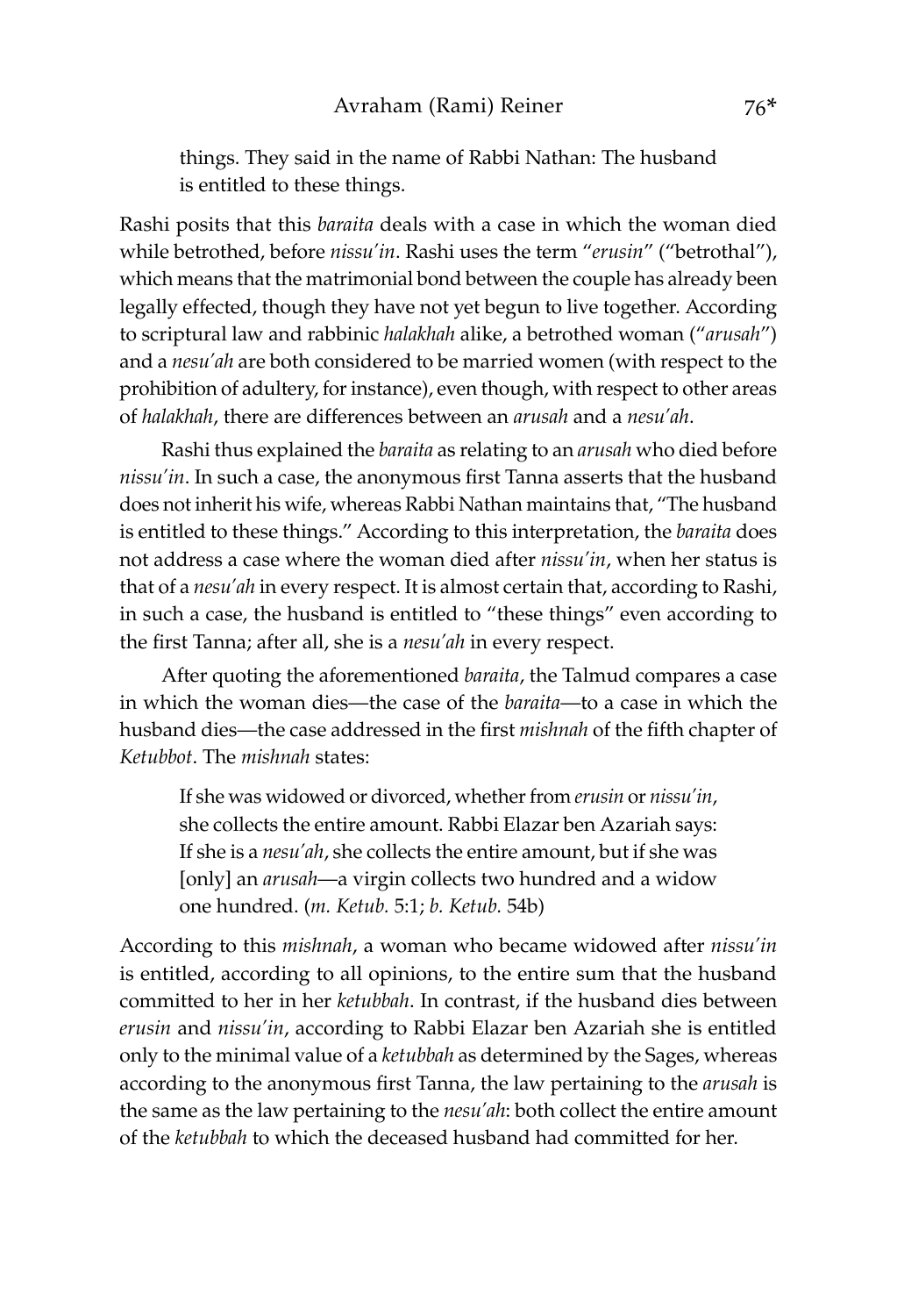> things. They said in the name of Rabbi Nathan: The husband is entitled to these things.

Rashi posits that this *baraita* deals with a case in which the woman died while betrothed, before *nissu'in*. Rashi uses the term "*erusin*" ("betrothal"), which means that the matrimonial bond between the couple has already been legally effected, though they have not yet begun to live together. According to scriptural law and rabbinic *halakhah* alike, a betrothed woman ("*arusah*") and a *nesu'ah* are both considered to be married women (with respect to the prohibition of adultery, for instance), even though, with respect to other areas of *halakhah*, there are differences between an *arusah* and a *nesu'ah*.

Rashi thus explained the *baraita* as relating to an *arusah* who died before *nissu'in*. In such a case, the anonymous first Tanna asserts that the husband does not inherit his wife, whereas Rabbi Nathan maintains that, "The husband is entitled to these things." According to this interpretation, the *baraita* does not address a case where the woman died after *nissu'in*, when her status is that of a *nesu'ah* in every respect. It is almost certain that, according to Rashi, in such a case, the husband is entitled to "these things" even according to the first Tanna; after all, she is a *nesu'ah* in every respect.

After quoting the aforementioned *baraita*, the Talmud compares a case in which the woman dies—the case of the *baraita*—to a case in which the husband dies—the case addressed in the first *mishnah* of the fifth chapter of *Ketubbot*. The *mishnah* states:

> If she was widowed or divorced, whether from *erusin* or *nissu'in*, she collects the entire amount. Rabbi Elazar ben Azariah says: If she is a *nesu'ah*, she collects the entire amount, but if she was [only] an *arusah*—a virgin collects two hundred and a widow one hundred. (*m. Ketub.* 5:1; *b. Ketub.* 54b)

According to this *mishnah*, a woman who became widowed after *nissu'in* is entitled, according to all opinions, to the entire sum that the husband committed to her in her *ketubbah*. In contrast, if the husband dies between *erusin* and *nissu'in*, according to Rabbi Elazar ben Azariah she is entitled only to the minimal value of a *ketubbah* as determined by the Sages, whereas according to the anonymous first Tanna, the law pertaining to the *arusah* is the same as the law pertaining to the *nesu'ah*: both collect the entire amount of the *ketubbah* to which the deceased husband had committed for her.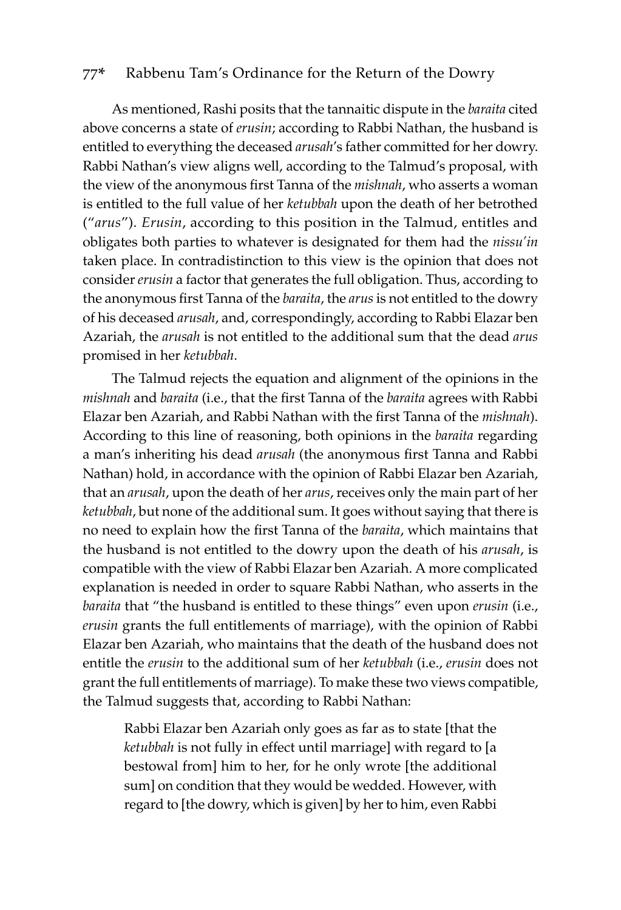As mentioned, Rashi posits that the tannaitic dispute in the *baraita* cited above concerns a state of *erusin*; according to Rabbi Nathan, the husband is entitled to everything the deceased *arusah*'s father committed for her dowry. Rabbi Nathan's view aligns well, according to the Talmud's proposal, with the view of the anonymous first Tanna of the *mishnah*, who asserts a woman is entitled to the full value of her *ketubbah* upon the death of her betrothed ("*arus*"). *Erusin*, according to this position in the Talmud, entitles and obligates both parties to whatever is designated for them had the *nissu'in* taken place. In contradistinction to this view is the opinion that does not consider *erusin* a factor that generates the full obligation. Thus, according to the anonymous first Tanna of the *baraita*, the *arus* is not entitled to the dowry of his deceased *arusah*, and, correspondingly, according to Rabbi Elazar ben Azariah, the *arusah* is not entitled to the additional sum that the dead *arus* promised in her *ketubbah*.

The Talmud rejects the equation and alignment of the opinions in the *mishnah* and *baraita* (i.e., that the first Tanna of the *baraita* agrees with Rabbi Elazar ben Azariah, and Rabbi Nathan with the first Tanna of the *mishnah*). According to this line of reasoning, both opinions in the *baraita* regarding a man's inheriting his dead *arusah* (the anonymous first Tanna and Rabbi Nathan) hold, in accordance with the opinion of Rabbi Elazar ben Azariah, that an *arusah*, upon the death of her *arus*, receives only the main part of her *ketubbah*, but none of the additional sum. It goes without saying that there is no need to explain how the first Tanna of the *baraita*, which maintains that the husband is not entitled to the dowry upon the death of his *arusah*, is compatible with the view of Rabbi Elazar ben Azariah. A more complicated explanation is needed in order to square Rabbi Nathan, who asserts in the *baraita* that "the husband is entitled to these things" even upon *erusin* (i.e., *erusin* grants the full entitlements of marriage), with the opinion of Rabbi Elazar ben Azariah, who maintains that the death of the husband does not entitle the *erusin* to the additional sum of her *ketubbah* (i.e., *erusin* does not grant the full entitlements of marriage). To make these two views compatible, the Talmud suggests that, according to Rabbi Nathan:

> Rabbi Elazar ben Azariah only goes as far as to state [that the *ketubbah* is not fully in effect until marriage] with regard to [a bestowal from] him to her, for he only wrote [the additional sum] on condition that they would be wedded. However, with regard to [the dowry, which is given] by her to him, even Rabbi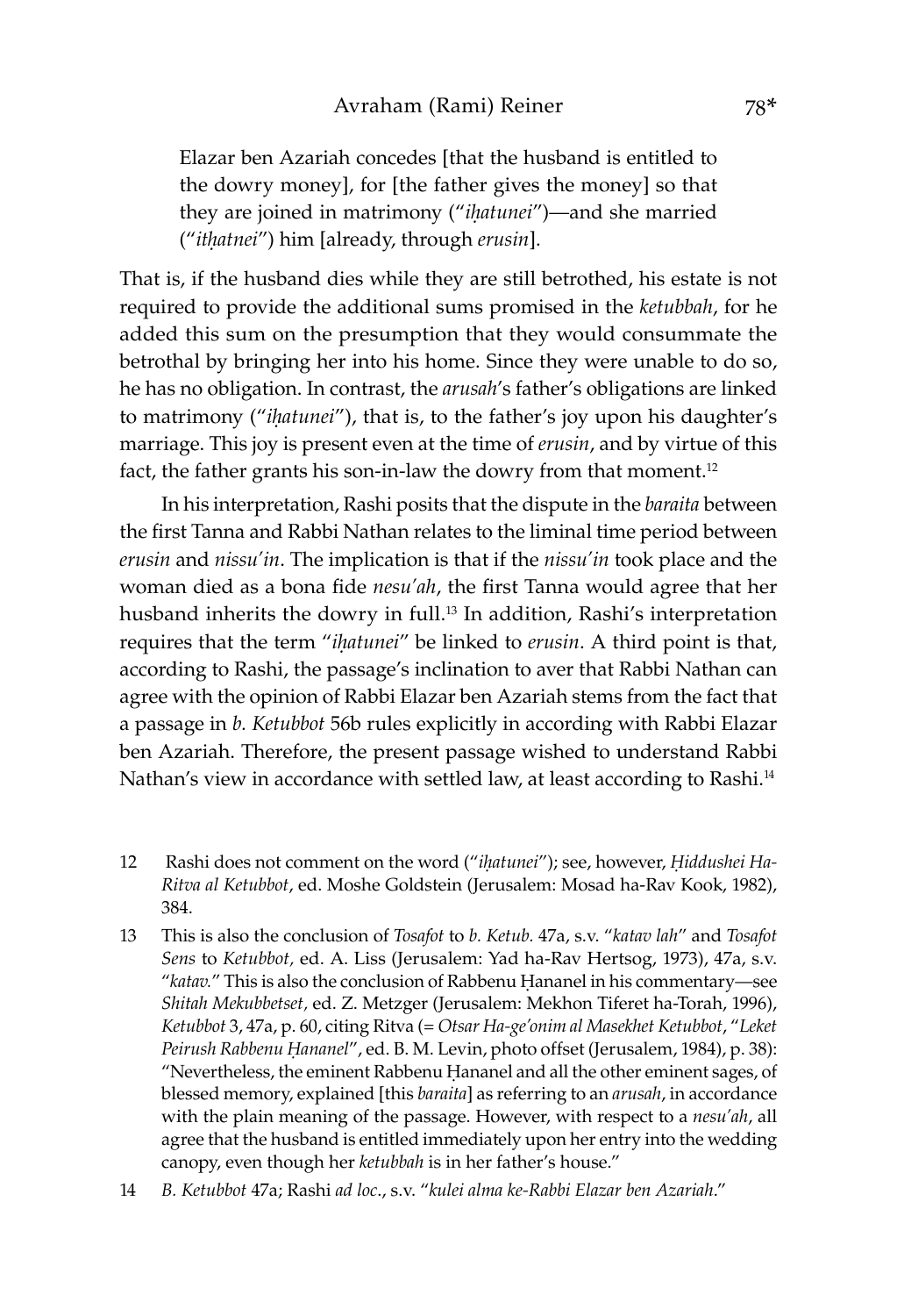> Elazar ben Azariah concedes [that the husband is entitled to the dowry money], for [the father gives the money] so that they are joined in matrimony ("*iḥatunei*")—and she married ("*itḥatnei*") him [already, through *erusin*].

That is, if the husband dies while they are still betrothed, his estate is not required to provide the additional sums promised in the *ketubbah*, for he added this sum on the presumption that they would consummate the betrothal by bringing her into his home. Since they were unable to do so, he has no obligation. In contrast, the *arusah*'s father's obligations are linked to matrimony ("*iḥatunei*"), that is, to the father's joy upon his daughter's marriage. This joy is present even at the time of *erusin*, and by virtue of this fact, the father grants his son-in-law the dowry from that moment.[12]

In his interpretation, Rashi posits that the dispute in the *baraita* between the first Tanna and Rabbi Nathan relates to the liminal time period between *erusin* and *nissu'in*. The implication is that if the *nissu'in* took place and the woman died as a bona fide *nesu'ah*, the first Tanna would agree that her husband inherits the dowry in full.[13] In addition, Rashi's interpretation requires that the term "*iḥatunei*" be linked to *erusin*. A third point is that, according to Rashi, the passage's inclination to aver that Rabbi Nathan can agree with the opinion of Rabbi Elazar ben Azariah stems from the fact that a passage in *b. Ketubbot* 56b rules explicitly in according with Rabbi Elazar ben Azariah. Therefore, the present passage wished to understand Rabbi Nathan's view in accordance with settled law, at least according to Rashi.[14]

---

12 Rashi does not comment on the word ("*iḥatunei*"); see, however, *Ḥiddushei Ha-Ritva al Ketubbot*, ed. Moshe Goldstein (Jerusalem: Mosad ha-Rav Kook, 1982), 384.

13 This is also the conclusion of *Tosafot* to *b. Ketub.* 47a, s.v. "*katav lah*" and *Tosafot Sens* to *Ketubbot,* ed. A. Liss (Jerusalem: Yad ha-Rav Hertsog, 1973), 47a, s.v. "*katav.*" This is also the conclusion of Rabbenu Ḥananel in his commentary—see *Shitah Mekubbetset,* ed. Z. Metzger (Jerusalem: Mekhon Tiferet ha-Torah, 1996), *Ketubbot* 3, 47a, p. 60, citing Ritva (= *Otsar Ha-ge'onim al Masekhet Ketubbot*, "*Leket Peirush Rabbenu Ḥananel*", ed. B. M. Levin, photo offset (Jerusalem, 1984), p. 38): "Nevertheless, the eminent Rabbenu Ḥananel and all the other eminent sages, of blessed memory, explained [this *baraita*] as referring to an *arusah*, in accordance with the plain meaning of the passage. However, with respect to a *nesu'ah*, all agree that the husband is entitled immediately upon her entry into the wedding canopy, even though her *ketubbah* is in her father's house."

14 *B. Ketubbot* 47a; Rashi *ad loc*., s.v. "*kulei alma ke-Rabbi Elazar ben Azariah*."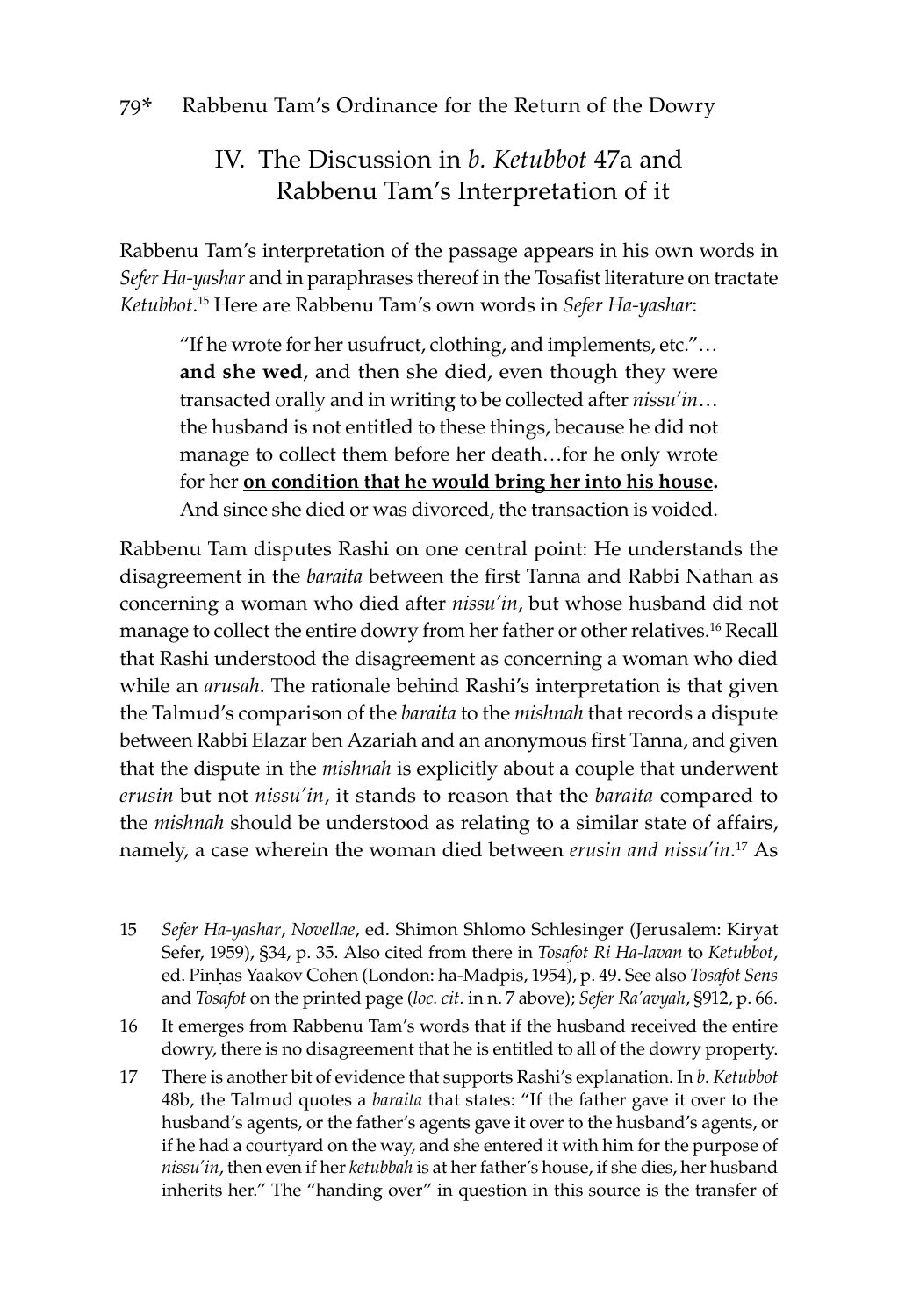## IV. The Discussion in *b. Ketubbot* 47a and Rabbenu Tam's Interpretation of it

Rabbenu Tam's interpretation of the passage appears in his own words in *Sefer Ha-yashar* and in paraphrases thereof in the Tosafist literature on tractate *Ketubbot*.[15] Here are Rabbenu Tam's own words in *Sefer Ha-yashar*:

> "If he wrote for her usufruct, clothing, and implements, etc."… **and she wed**, and then she died, even though they were transacted orally and in writing to be collected after *nissu'in*… the husband is not entitled to these things, because he did not manage to collect them before her death…for he only wrote for her <u>**on condition that he would bring her into his house.**</u> And since she died or was divorced, the transaction is voided.

Rabbenu Tam disputes Rashi on one central point: He understands the disagreement in the *baraita* between the first Tanna and Rabbi Nathan as concerning a woman who died after *nissu'in*, but whose husband did not manage to collect the entire dowry from her father or other relatives.[16] Recall that Rashi understood the disagreement as concerning a woman who died while an *arusah*. The rationale behind Rashi's interpretation is that given the Talmud's comparison of the *baraita* to the *mishnah* that records a dispute between Rabbi Elazar ben Azariah and an anonymous first Tanna, and given that the dispute in the *mishnah* is explicitly about a couple that underwent *erusin* but not *nissu'in*, it stands to reason that the *baraita* compared to the *mishnah* should be understood as relating to a similar state of affairs, namely, a case wherein the woman died between *erusin and nissu'in*.[17] As

15 *Sefer Ha-yashar*, *Novellae*, ed. Shimon Shlomo Schlesinger (Jerusalem: Kiryat Sefer, 1959), §34, p. 35. Also cited from there in *Tosafot Ri Ha-lavan* to *Ketubbot*, ed. Pinḥas Yaakov Cohen (London: ha-Madpis, 1954), p. 49. See also *Tosafot Sens* and *Tosafot* on the printed page (*loc. cit.* in n. 7 above); *Sefer Ra'avyah*, §912, p. 66.

16 It emerges from Rabbenu Tam's words that if the husband received the entire dowry, there is no disagreement that he is entitled to all of the dowry property.

17 There is another bit of evidence that supports Rashi's explanation. In *b. Ketubbot* 48b, the Talmud quotes a *baraita* that states: "If the father gave it over to the husband's agents, or the father's agents gave it over to the husband's agents, or if he had a courtyard on the way, and she entered it with him for the purpose of *nissu'in*, then even if her *ketubbah* is at her father's house, if she dies, her husband inherits her." The "handing over" in question in this source is the transfer of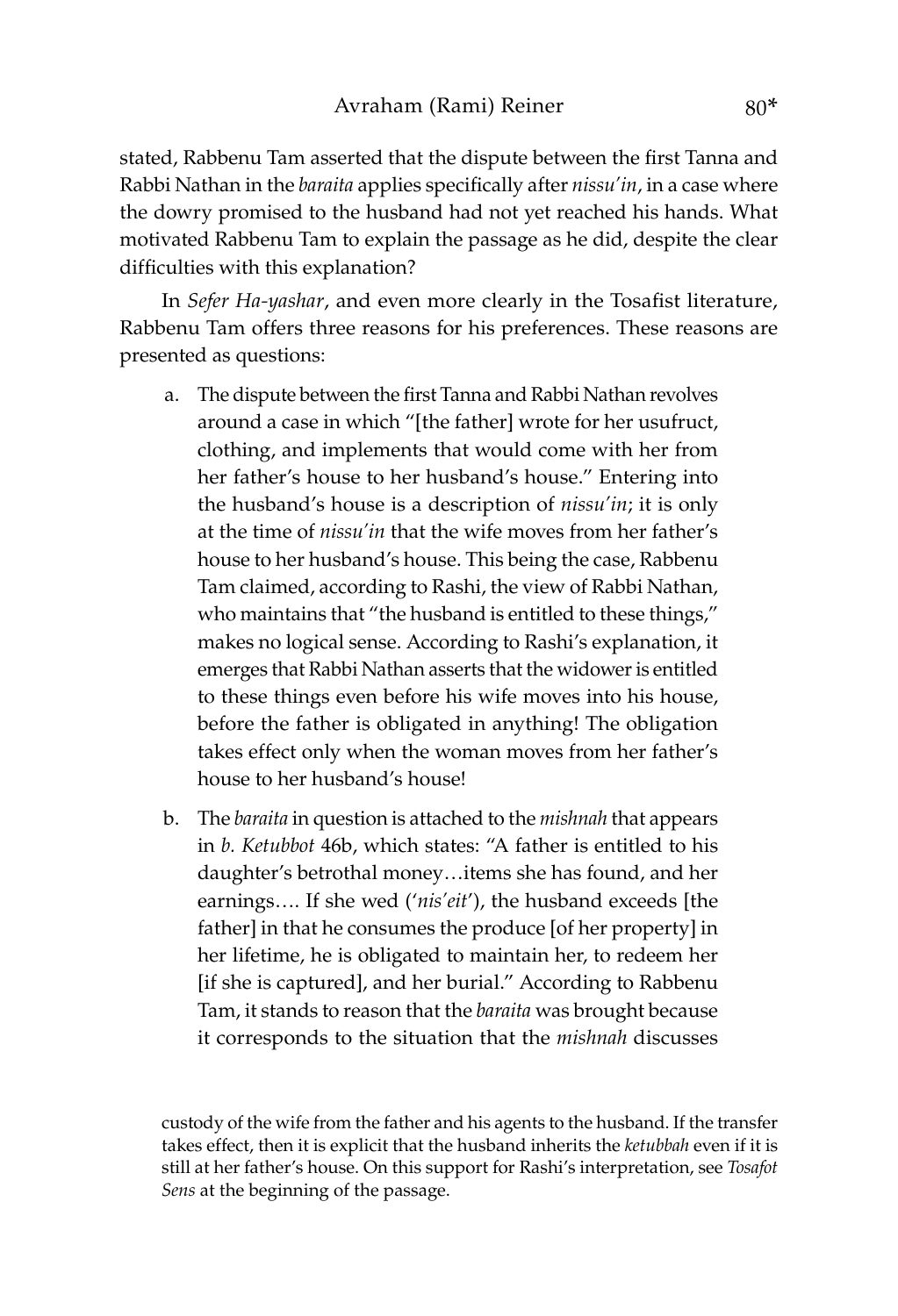stated, Rabbenu Tam asserted that the dispute between the first Tanna and Rabbi Nathan in the *baraita* applies specifically after *nissu'in*, in a case where the dowry promised to the husband had not yet reached his hands. What motivated Rabbenu Tam to explain the passage as he did, despite the clear difficulties with this explanation?

In *Sefer Ha-yashar*, and even more clearly in the Tosafist literature, Rabbenu Tam offers three reasons for his preferences. These reasons are presented as questions:

a. The dispute between the first Tanna and Rabbi Nathan revolves around a case in which "[the father] wrote for her usufruct, clothing, and implements that would come with her from her father's house to her husband's house." Entering into the husband's house is a description of *nissu'in*; it is only at the time of *nissu'in* that the wife moves from her father's house to her husband's house. This being the case, Rabbenu Tam claimed, according to Rashi, the view of Rabbi Nathan, who maintains that "the husband is entitled to these things," makes no logical sense. According to Rashi's explanation, it emerges that Rabbi Nathan asserts that the widower is entitled to these things even before his wife moves into his house, before the father is obligated in anything! The obligation takes effect only when the woman moves from her father's house to her husband's house!

b. The *baraita* in question is attached to the *mishnah* that appears in *b. Ketubbot* 46b, which states: "A father is entitled to his daughter's betrothal money…items she has found, and her earnings…. If she wed ('*nis'eit*'), the husband exceeds [the father] in that he consumes the produce [of her property] in her lifetime, he is obligated to maintain her, to redeem her [if she is captured], and her burial." According to Rabbenu Tam, it stands to reason that the *baraita* was brought because it corresponds to the situation that the *mishnah* discusses

custody of the wife from the father and his agents to the husband. If the transfer takes effect, then it is explicit that the husband inherits the *ketubbah* even if it is still at her father's house. On this support for Rashi's interpretation, see *Tosafot Sens* at the beginning of the passage.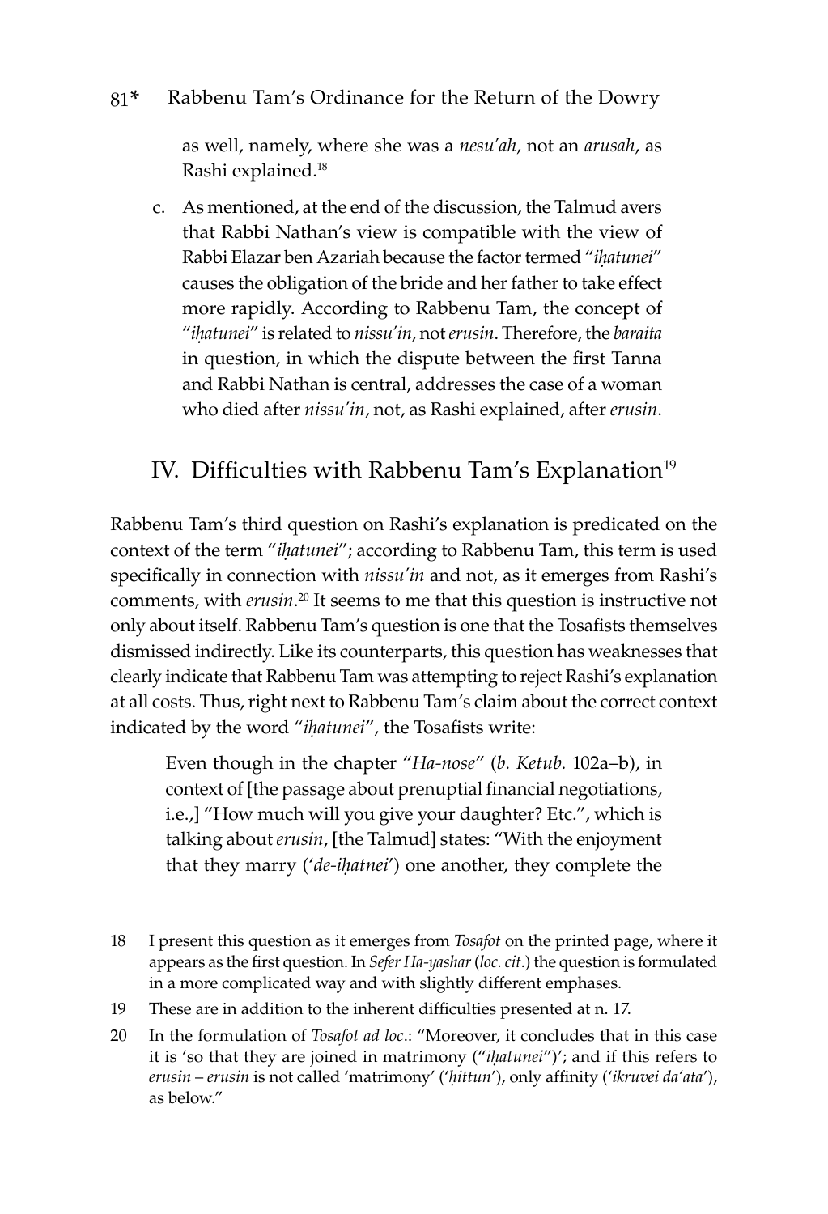as well, namely, where she was a *nesu'ah*, not an *arusah*, as Rashi explained.[18]

c. As mentioned, at the end of the discussion, the Talmud avers that Rabbi Nathan's view is compatible with the view of Rabbi Elazar ben Azariah because the factor termed "*iḥatunei*" causes the obligation of the bride and her father to take effect more rapidly. According to Rabbenu Tam, the concept of "*iḥatunei*" is related to *nissu'in*, not *erusin*. Therefore, the *baraita* in question, in which the dispute between the first Tanna and Rabbi Nathan is central, addresses the case of a woman who died after *nissu'in*, not, as Rashi explained, after *erusin*.

## IV. Difficulties with Rabbenu Tam's Explanation[19]

Rabbenu Tam's third question on Rashi's explanation is predicated on the context of the term "*iḥatunei*"; according to Rabbenu Tam, this term is used specifically in connection with *nissu'in* and not, as it emerges from Rashi's comments, with *erusin*.[20] It seems to me that this question is instructive not only about itself. Rabbenu Tam's question is one that the Tosafists themselves dismissed indirectly. Like its counterparts, this question has weaknesses that clearly indicate that Rabbenu Tam was attempting to reject Rashi's explanation at all costs. Thus, right next to Rabbenu Tam's claim about the correct context indicated by the word "*iḥatunei*", the Tosafists write:

> Even though in the chapter "*Ha-nose*" (*b. Ketub.* 102a–b), in context of [the passage about prenuptial financial negotiations, i.e.,] "How much will you give your daughter? Etc.", which is talking about *erusin*, [the Talmud] states: "With the enjoyment that they marry ('*de-iḥatnei*') one another, they complete the

---

18 I present this question as it emerges from *Tosafot* on the printed page, where it appears as the first question. In *Sefer Ha-yashar* (*loc. cit.*) the question is formulated in a more complicated way and with slightly different emphases.

19 These are in addition to the inherent difficulties presented at n. 17.

20 In the formulation of *Tosafot ad loc.*: "Moreover, it concludes that in this case it is 'so that they are joined in matrimony ("*iḥatunei*")'; and if this refers to *erusin* – *erusin* is not called 'matrimony' ('*ḥittun*'), only affinity ('*ikruvei da'ata*'), as below."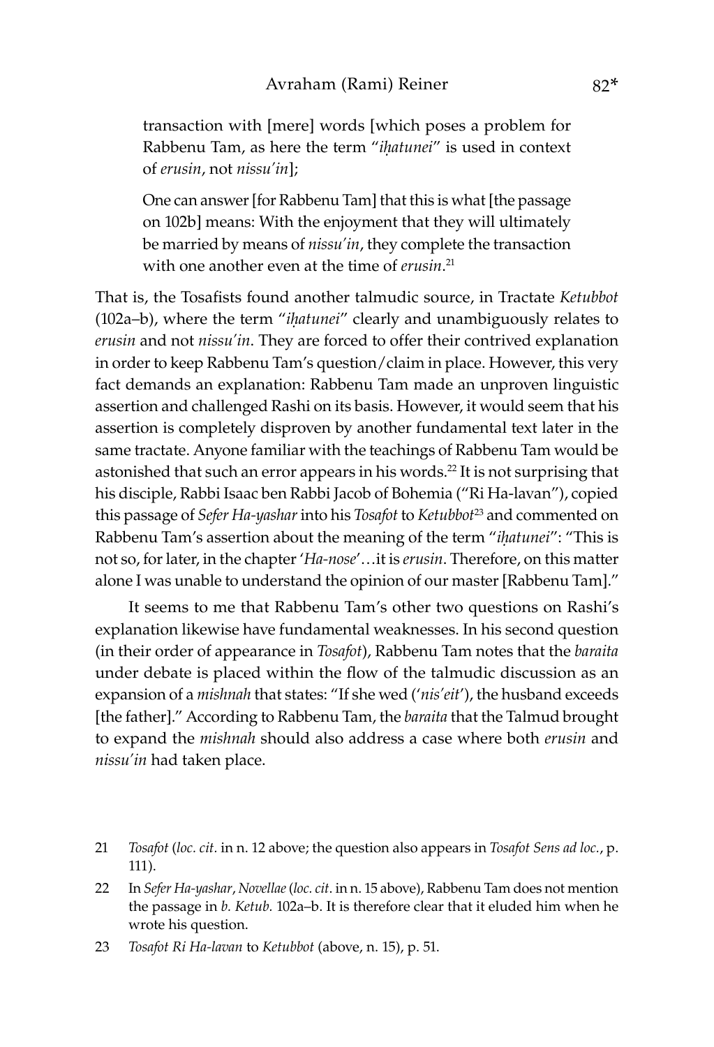transaction with [mere] words [which poses a problem for Rabbenu Tam, as here the term "*iḥatunei*" is used in context of *erusin*, not *nissu'in*];

One can answer [for Rabbenu Tam] that this is what [the passage on 102b] means: With the enjoyment that they will ultimately be married by means of *nissu'in*, they complete the transaction with one another even at the time of *erusin*.[21]

That is, the Tosafists found another talmudic source, in Tractate *Ketubbot* (102a–b), where the term "*iḥatunei*" clearly and unambiguously relates to *erusin* and not *nissu'in*. They are forced to offer their contrived explanation in order to keep Rabbenu Tam's question/claim in place. However, this very fact demands an explanation: Rabbenu Tam made an unproven linguistic assertion and challenged Rashi on its basis. However, it would seem that his assertion is completely disproven by another fundamental text later in the same tractate. Anyone familiar with the teachings of Rabbenu Tam would be astonished that such an error appears in his words.[22] It is not surprising that his disciple, Rabbi Isaac ben Rabbi Jacob of Bohemia ("Ri Ha-lavan"), copied this passage of *Sefer Ha-yashar* into his *Tosafot* to *Ketubbot*[23] and commented on Rabbenu Tam's assertion about the meaning of the term "*iḥatunei*": "This is not so, for later, in the chapter '*Ha-nose*'…it is *erusin*. Therefore, on this matter alone I was unable to understand the opinion of our master [Rabbenu Tam]."

It seems to me that Rabbenu Tam's other two questions on Rashi's explanation likewise have fundamental weaknesses. In his second question (in their order of appearance in *Tosafot*), Rabbenu Tam notes that the *baraita* under debate is placed within the flow of the talmudic discussion as an expansion of a *mishnah* that states: "If she wed ('*nis'eit*'), the husband exceeds [the father]." According to Rabbenu Tam, the *baraita* that the Talmud brought to expand the *mishnah* should also address a case where both *erusin* and *nissu'in* had taken place.

21 *Tosafot* (*loc. cit.* in n. 12 above; the question also appears in *Tosafot Sens ad loc.*, p. 111).

22 In *Sefer Ha-yashar*, *Novellae* (*loc. cit.* in n. 15 above), Rabbenu Tam does not mention the passage in *b. Ketub.* 102a–b. It is therefore clear that it eluded him when he wrote his question.

23 *Tosafot Ri Ha-lavan* to *Ketubbot* (above, n. 15), p. 51.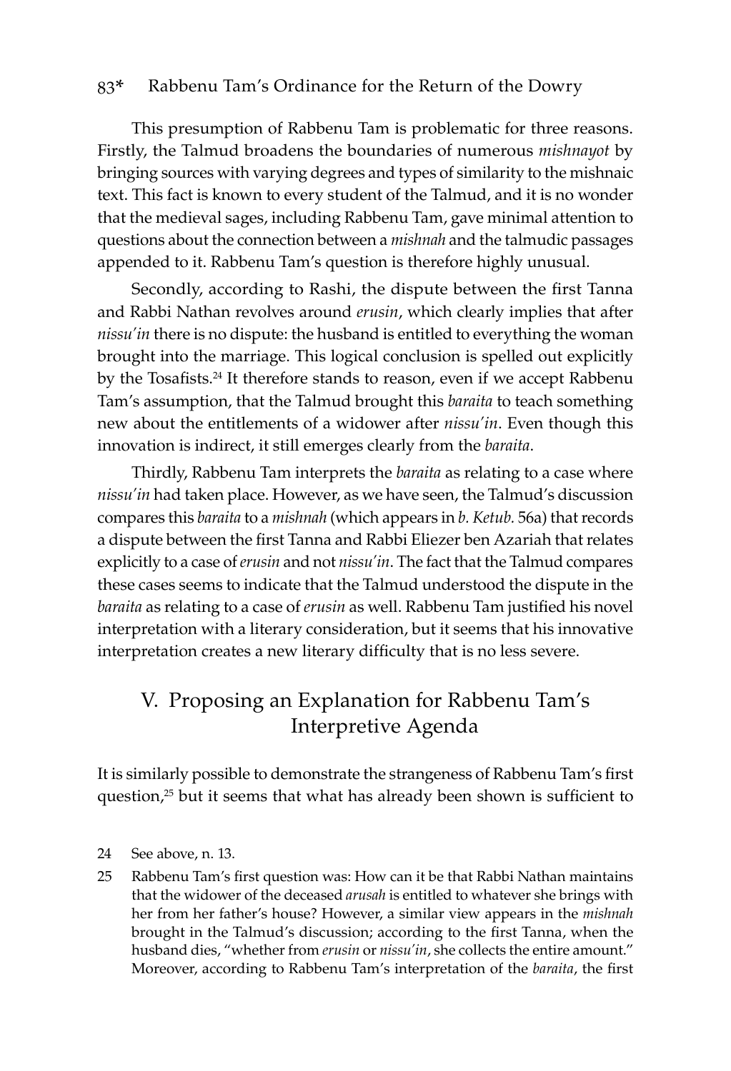This presumption of Rabbenu Tam is problematic for three reasons. Firstly, the Talmud broadens the boundaries of numerous *mishnayot* by bringing sources with varying degrees and types of similarity to the mishnaic text. This fact is known to every student of the Talmud, and it is no wonder that the medieval sages, including Rabbenu Tam, gave minimal attention to questions about the connection between a *mishnah* and the talmudic passages appended to it. Rabbenu Tam's question is therefore highly unusual.

Secondly, according to Rashi, the dispute between the first Tanna and Rabbi Nathan revolves around *erusin*, which clearly implies that after *nissu'in* there is no dispute: the husband is entitled to everything the woman brought into the marriage. This logical conclusion is spelled out explicitly by the Tosafists.[24] It therefore stands to reason, even if we accept Rabbenu Tam's assumption, that the Talmud brought this *baraita* to teach something new about the entitlements of a widower after *nissu'in*. Even though this innovation is indirect, it still emerges clearly from the *baraita*.

Thirdly, Rabbenu Tam interprets the *baraita* as relating to a case where *nissu'in* had taken place. However, as we have seen, the Talmud's discussion compares this *baraita* to a *mishnah* (which appears in *b. Ketub.* 56a) that records a dispute between the first Tanna and Rabbi Eliezer ben Azariah that relates explicitly to a case of *erusin* and not *nissu'in*. The fact that the Talmud compares these cases seems to indicate that the Talmud understood the dispute in the *baraita* as relating to a case of *erusin* as well. Rabbenu Tam justified his novel interpretation with a literary consideration, but it seems that his innovative interpretation creates a new literary difficulty that is no less severe.

## V. Proposing an Explanation for Rabbenu Tam's Interpretive Agenda

It is similarly possible to demonstrate the strangeness of Rabbenu Tam's first question,[25] but it seems that what has already been shown is sufficient to

---

24 See above, n. 13.

25 Rabbenu Tam's first question was: How can it be that Rabbi Nathan maintains that the widower of the deceased *arusah* is entitled to whatever she brings with her from her father's house? However, a similar view appears in the *mishnah* brought in the Talmud's discussion; according to the first Tanna, when the husband dies, "whether from *erusin* or *nissu'in*, she collects the entire amount." Moreover, according to Rabbenu Tam's interpretation of the *baraita*, the first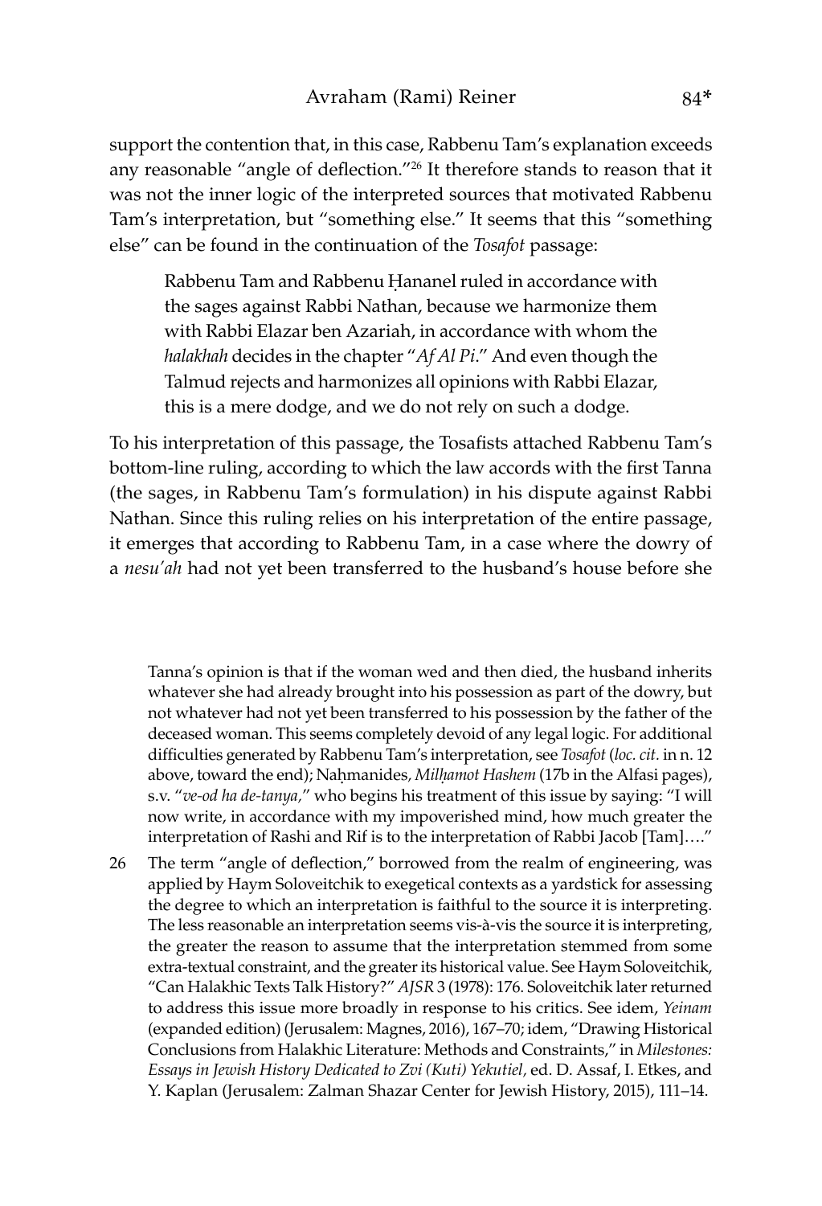support the contention that, in this case, Rabbenu Tam's explanation exceeds any reasonable "angle of deflection."[26] It therefore stands to reason that it was not the inner logic of the interpreted sources that motivated Rabbenu Tam's interpretation, but "something else." It seems that this "something else" can be found in the continuation of the *Tosafot* passage:

> Rabbenu Tam and Rabbenu Ḥananel ruled in accordance with the sages against Rabbi Nathan, because we harmonize them with Rabbi Elazar ben Azariah, in accordance with whom the *halakhah* decides in the chapter "*Af Al Pi*." And even though the Talmud rejects and harmonizes all opinions with Rabbi Elazar, this is a mere dodge, and we do not rely on such a dodge.

To his interpretation of this passage, the Tosafists attached Rabbenu Tam's bottom-line ruling, according to which the law accords with the first Tanna (the sages, in Rabbenu Tam's formulation) in his dispute against Rabbi Nathan. Since this ruling relies on his interpretation of the entire passage, it emerges that according to Rabbenu Tam, in a case where the dowry of a *nesu'ah* had not yet been transferred to the husband's house before she

---

Tanna's opinion is that if the woman wed and then died, the husband inherits whatever she had already brought into his possession as part of the dowry, but not whatever had not yet been transferred to his possession by the father of the deceased woman. This seems completely devoid of any legal logic. For additional difficulties generated by Rabbenu Tam's interpretation, see *Tosafot* (*loc. cit.* in n. 12 above, toward the end); Naḥmanides, *Milḥamot Hashem* (17b in the Alfasi pages), s.v. "*ve-od ha de-tanya*," who begins his treatment of this issue by saying: "I will now write, in accordance with my impoverished mind, how much greater the interpretation of Rashi and Rif is to the interpretation of Rabbi Jacob [Tam]…."

26 The term "angle of deflection," borrowed from the realm of engineering, was applied by Haym Soloveitchik to exegetical contexts as a yardstick for assessing the degree to which an interpretation is faithful to the source it is interpreting. The less reasonable an interpretation seems vis-à-vis the source it is interpreting, the greater the reason to assume that the interpretation stemmed from some extra-textual constraint, and the greater its historical value. See Haym Soloveitchik, "Can Halakhic Texts Talk History?" *AJSR* 3 (1978): 176. Soloveitchik later returned to address this issue more broadly in response to his critics. See idem, *Yeinam* (expanded edition) (Jerusalem: Magnes, 2016), 167–70; idem, "Drawing Historical Conclusions from Halakhic Literature: Methods and Constraints," in *Milestones: Essays in Jewish History Dedicated to Zvi (Kuti) Yekutiel*, ed. D. Assaf, I. Etkes, and Y. Kaplan (Jerusalem: Zalman Shazar Center for Jewish History, 2015), 111–14.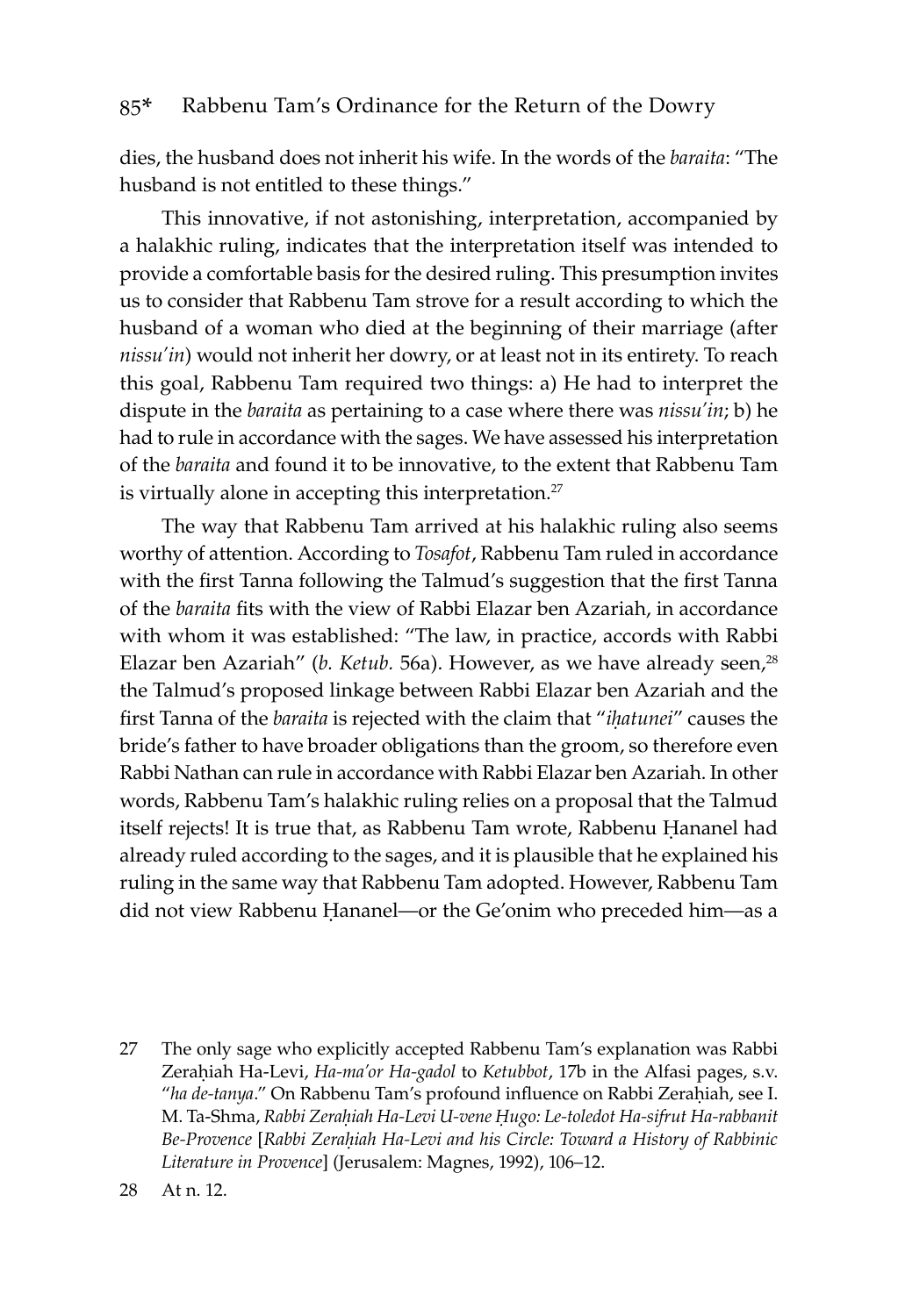dies, the husband does not inherit his wife. In the words of the *baraita*: "The husband is not entitled to these things."

This innovative, if not astonishing, interpretation, accompanied by a halakhic ruling, indicates that the interpretation itself was intended to provide a comfortable basis for the desired ruling. This presumption invites us to consider that Rabbenu Tam strove for a result according to which the husband of a woman who died at the beginning of their marriage (after *nissu'in*) would not inherit her dowry, or at least not in its entirety. To reach this goal, Rabbenu Tam required two things: a) He had to interpret the dispute in the *baraita* as pertaining to a case where there was *nissu'in*; b) he had to rule in accordance with the sages. We have assessed his interpretation of the *baraita* and found it to be innovative, to the extent that Rabbenu Tam is virtually alone in accepting this interpretation.[27]

The way that Rabbenu Tam arrived at his halakhic ruling also seems worthy of attention. According to *Tosafot*, Rabbenu Tam ruled in accordance with the first Tanna following the Talmud's suggestion that the first Tanna of the *baraita* fits with the view of Rabbi Elazar ben Azariah, in accordance with whom it was established: "The law, in practice, accords with Rabbi Elazar ben Azariah" (*b. Ketub.* 56a). However, as we have already seen,[28] the Talmud's proposed linkage between Rabbi Elazar ben Azariah and the first Tanna of the *baraita* is rejected with the claim that "*iḥatunei*" causes the bride's father to have broader obligations than the groom, so therefore even Rabbi Nathan can rule in accordance with Rabbi Elazar ben Azariah. In other words, Rabbenu Tam's halakhic ruling relies on a proposal that the Talmud itself rejects! It is true that, as Rabbenu Tam wrote, Rabbenu Ḥananel had already ruled according to the sages, and it is plausible that he explained his ruling in the same way that Rabbenu Tam adopted. However, Rabbenu Tam did not view Rabbenu Ḥananel—or the Ge'onim who preceded him—as a

27 The only sage who explicitly accepted Rabbenu Tam's explanation was Rabbi Zeraḥiah Ha-Levi, *Ha-ma'or Ha-gadol* to *Ketubbot*, 17b in the Alfasi pages, s.v. "*ha de-tanya*." On Rabbenu Tam's profound influence on Rabbi Zeraḥiah, see I. M. Ta-Shma, *Rabbi Zeraḥiah Ha-Levi U-vene Ḥugo: Le-toledot Ha-sifrut Ha-rabbanit Be-Provence* [*Rabbi Zeraḥiah Ha-Levi and his Circle: Toward a History of Rabbinic Literature in Provence*] (Jerusalem: Magnes, 1992), 106–12.

28 At n. 12.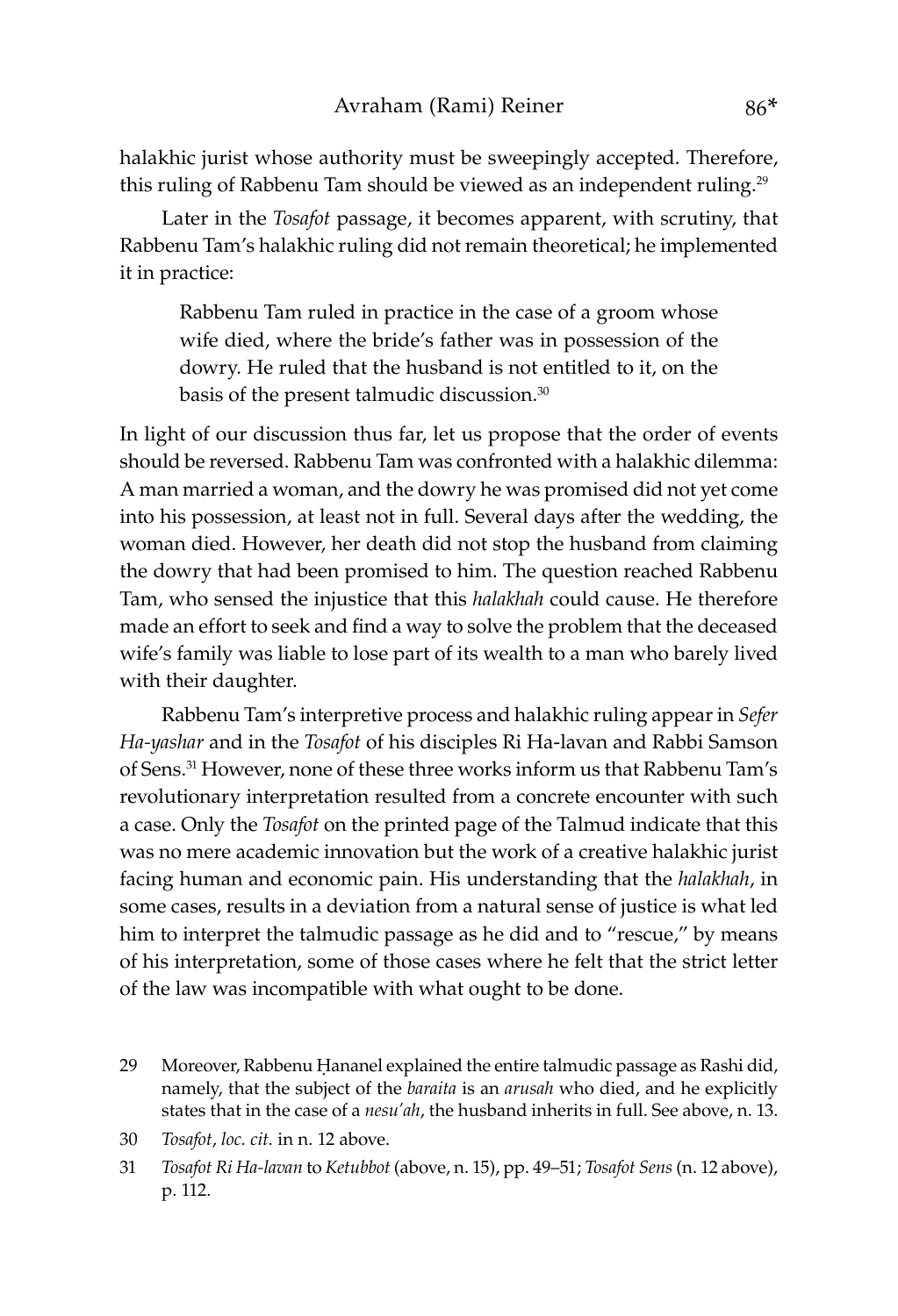halakhic jurist whose authority must be sweepingly accepted. Therefore, this ruling of Rabbenu Tam should be viewed as an independent ruling.[29]

Later in the *Tosafot* passage, it becomes apparent, with scrutiny, that Rabbenu Tam's halakhic ruling did not remain theoretical; he implemented it in practice:

> Rabbenu Tam ruled in practice in the case of a groom whose wife died, where the bride's father was in possession of the dowry. He ruled that the husband is not entitled to it, on the basis of the present talmudic discussion.[30]

In light of our discussion thus far, let us propose that the order of events should be reversed. Rabbenu Tam was confronted with a halakhic dilemma: A man married a woman, and the dowry he was promised did not yet come into his possession, at least not in full. Several days after the wedding, the woman died. However, her death did not stop the husband from claiming the dowry that had been promised to him. The question reached Rabbenu Tam, who sensed the injustice that this *halakhah* could cause. He therefore made an effort to seek and find a way to solve the problem that the deceased wife's family was liable to lose part of its wealth to a man who barely lived with their daughter.

Rabbenu Tam's interpretive process and halakhic ruling appear in *Sefer Ha-yashar* and in the *Tosafot* of his disciples Ri Ha-lavan and Rabbi Samson of Sens.[31] However, none of these three works inform us that Rabbenu Tam's revolutionary interpretation resulted from a concrete encounter with such a case. Only the *Tosafot* on the printed page of the Talmud indicate that this was no mere academic innovation but the work of a creative halakhic jurist facing human and economic pain. His understanding that the *halakhah*, in some cases, results in a deviation from a natural sense of justice is what led him to interpret the talmudic passage as he did and to "rescue," by means of his interpretation, some of those cases where he felt that the strict letter of the law was incompatible with what ought to be done.

29 Moreover, Rabbenu Ḥananel explained the entire talmudic passage as Rashi did, namely, that the subject of the *baraita* is an *arusah* who died, and he explicitly states that in the case of a *nesu'ah*, the husband inherits in full. See above, n. 13.

30 *Tosafot*, *loc. cit.* in n. 12 above.

31 *Tosafot Ri Ha-lavan* to *Ketubbot* (above, n. 15), pp. 49–51; *Tosafot Sens* (n. 12 above), p. 112.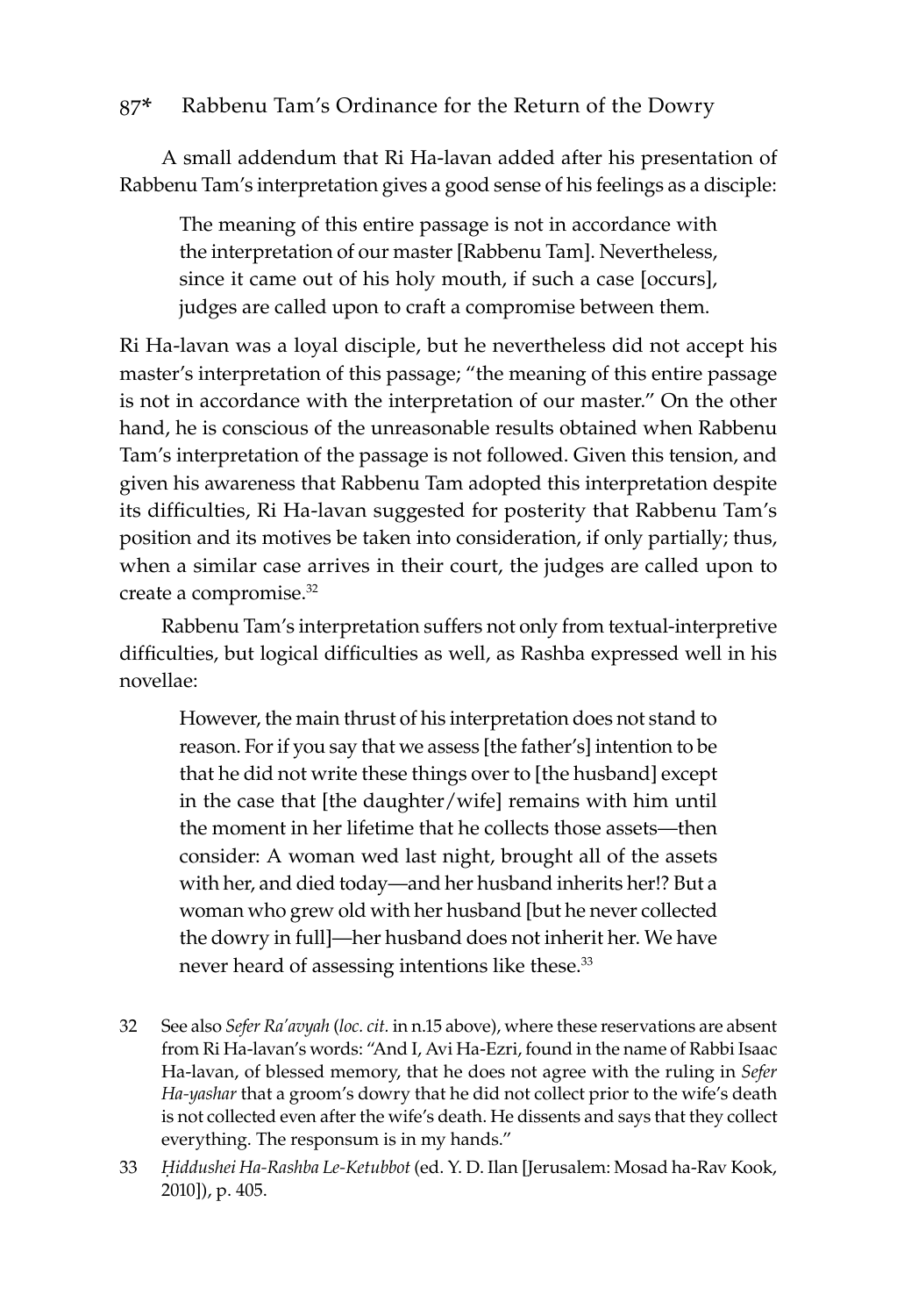A small addendum that Ri Ha-lavan added after his presentation of Rabbenu Tam's interpretation gives a good sense of his feelings as a disciple:

> The meaning of this entire passage is not in accordance with the interpretation of our master [Rabbenu Tam]. Nevertheless, since it came out of his holy mouth, if such a case [occurs], judges are called upon to craft a compromise between them.

Ri Ha-lavan was a loyal disciple, but he nevertheless did not accept his master's interpretation of this passage; "the meaning of this entire passage is not in accordance with the interpretation of our master." On the other hand, he is conscious of the unreasonable results obtained when Rabbenu Tam's interpretation of the passage is not followed. Given this tension, and given his awareness that Rabbenu Tam adopted this interpretation despite its difficulties, Ri Ha-lavan suggested for posterity that Rabbenu Tam's position and its motives be taken into consideration, if only partially; thus, when a similar case arrives in their court, the judges are called upon to create a compromise.[32]

Rabbenu Tam's interpretation suffers not only from textual-interpretive difficulties, but logical difficulties as well, as Rashba expressed well in his novellae:

> However, the main thrust of his interpretation does not stand to reason. For if you say that we assess [the father's] intention to be that he did not write these things over to [the husband] except in the case that [the daughter/wife] remains with him until the moment in her lifetime that he collects those assets—then consider: A woman wed last night, brought all of the assets with her, and died today—and her husband inherits her!? But a woman who grew old with her husband [but he never collected the dowry in full]—her husband does not inherit her. We have never heard of assessing intentions like these.[33]

32 See also *Sefer Ra'avyah* (*loc. cit.* in n.15 above), where these reservations are absent from Ri Ha-lavan's words: "And I, Avi Ha-Ezri, found in the name of Rabbi Isaac Ha-lavan, of blessed memory, that he does not agree with the ruling in *Sefer Ha-yashar* that a groom's dowry that he did not collect prior to the wife's death is not collected even after the wife's death. He dissents and says that they collect everything. The responsum is in my hands."

33 *Ḥiddushei Ha-Rashba Le-Ketubbot* (ed. Y. D. Ilan [Jerusalem: Mosad ha-Rav Kook, 2010]), p. 405.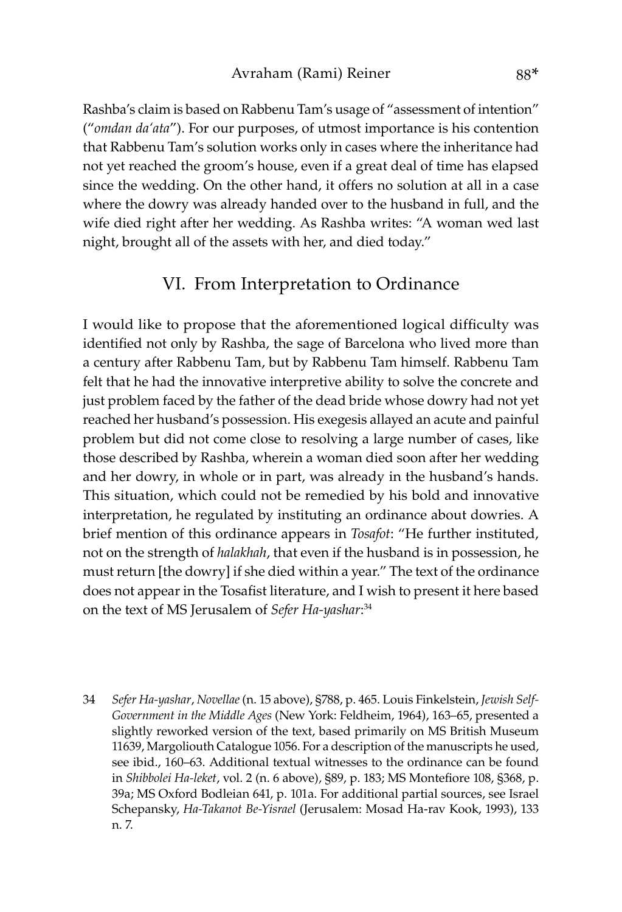Rashba's claim is based on Rabbenu Tam's usage of "assessment of intention" ("*omdan da'ata*"). For our purposes, of utmost importance is his contention that Rabbenu Tam's solution works only in cases where the inheritance had not yet reached the groom's house, even if a great deal of time has elapsed since the wedding. On the other hand, it offers no solution at all in a case where the dowry was already handed over to the husband in full, and the wife died right after her wedding. As Rashba writes: "A woman wed last night, brought all of the assets with her, and died today."

## VI. From Interpretation to Ordinance

I would like to propose that the aforementioned logical difficulty was identified not only by Rashba, the sage of Barcelona who lived more than a century after Rabbenu Tam, but by Rabbenu Tam himself. Rabbenu Tam felt that he had the innovative interpretive ability to solve the concrete and just problem faced by the father of the dead bride whose dowry had not yet reached her husband's possession. His exegesis allayed an acute and painful problem but did not come close to resolving a large number of cases, like those described by Rashba, wherein a woman died soon after her wedding and her dowry, in whole or in part, was already in the husband's hands. This situation, which could not be remedied by his bold and innovative interpretation, he regulated by instituting an ordinance about dowries. A brief mention of this ordinance appears in *Tosafot*: "He further instituted, not on the strength of *halakhah*, that even if the husband is in possession, he must return [the dowry] if she died within a year." The text of the ordinance does not appear in the Tosafist literature, and I wish to present it here based on the text of MS Jerusalem of *Sefer Ha-yashar*:[34]

34 *Sefer Ha-yashar*, *Novellae* (n. 15 above), §788, p. 465. Louis Finkelstein, *Jewish Self-Government in the Middle Ages* (New York: Feldheim, 1964), 163–65, presented a slightly reworked version of the text, based primarily on MS British Museum 11639, Margoliouth Catalogue 1056. For a description of the manuscripts he used, see ibid., 160–63. Additional textual witnesses to the ordinance can be found in *Shibbolei Ha-leket*, vol. 2 (n. 6 above), §89, p. 183; MS Montefiore 108, §368, p. 39a; MS Oxford Bodleian 641, p. 101a. For additional partial sources, see Israel Schepansky, *Ha-Takanot Be-Yisrael* (Jerusalem: Mosad Ha-rav Kook, 1993), 133 n. 7.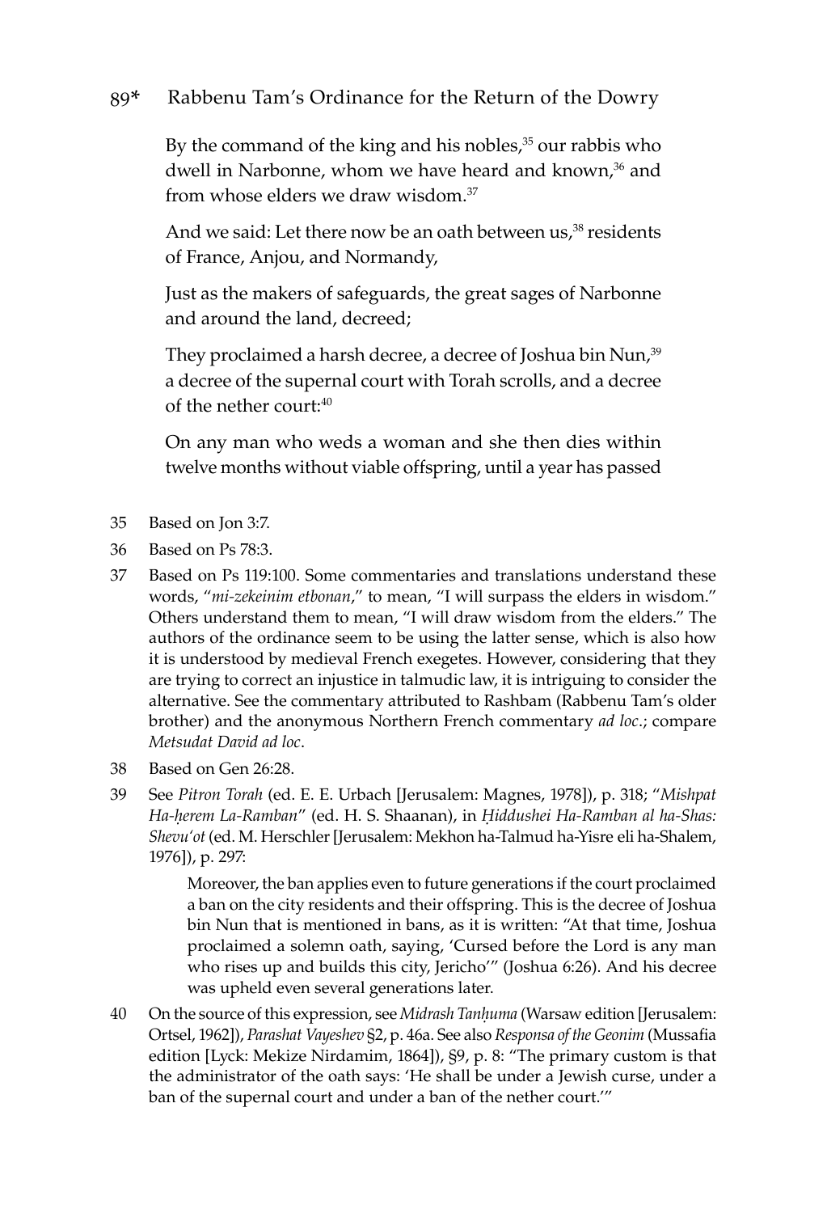By the command of the king and his nobles,[35] our rabbis who dwell in Narbonne, whom we have heard and known,[36] and from whose elders we draw wisdom.[37]

And we said: Let there now be an oath between us,[38] residents of France, Anjou, and Normandy,

Just as the makers of safeguards, the great sages of Narbonne and around the land, decreed;

They proclaimed a harsh decree, a decree of Joshua bin Nun,[39] a decree of the supernal court with Torah scrolls, and a decree of the nether court:[40]

On any man who weds a woman and she then dies within twelve months without viable offspring, until a year has passed

---

35 Based on Jon 3:7.

36 Based on Ps 78:3.

37 Based on Ps 119:100. Some commentaries and translations understand these words, "*mi-zekeinim etbonan*," to mean, "I will surpass the elders in wisdom." Others understand them to mean, "I will draw wisdom from the elders." The authors of the ordinance seem to be using the latter sense, which is also how it is understood by medieval French exegetes. However, considering that they are trying to correct an injustice in talmudic law, it is intriguing to consider the alternative. See the commentary attributed to Rashbam (Rabbenu Tam's older brother) and the anonymous Northern French commentary *ad loc*.; compare *Metsudat David ad loc*.

38 Based on Gen 26:28.

39 See *Pitron Torah* (ed. E. E. Urbach [Jerusalem: Magnes, 1978]), p. 318; "*Mishpat Ha-ḥerem La-Ramban*" (ed. H. S. Shaanan), in *Ḥiddushei Ha-Ramban al ha-Shas: Shevu'ot* (ed. M. Herschler [Jerusalem: Mekhon ha-Talmud ha-Yisre eli ha-Shalem, 1976]), p. 297:

> Moreover, the ban applies even to future generations if the court proclaimed a ban on the city residents and their offspring. This is the decree of Joshua bin Nun that is mentioned in bans, as it is written: "At that time, Joshua proclaimed a solemn oath, saying, 'Cursed before the Lord is any man who rises up and builds this city, Jericho'" (Joshua 6:26). And his decree was upheld even several generations later.

40 On the source of this expression, see *Midrash Tanḥuma* (Warsaw edition [Jerusalem: Ortsel, 1962]), *Parashat Vayeshev* §2, p. 46a. See also *Responsa of the Geonim* (Mussafia edition [Lyck: Mekize Nirdamim, 1864]), §9, p. 8: "The primary custom is that the administrator of the oath says: 'He shall be under a Jewish curse, under a ban of the supernal court and under a ban of the nether court.'"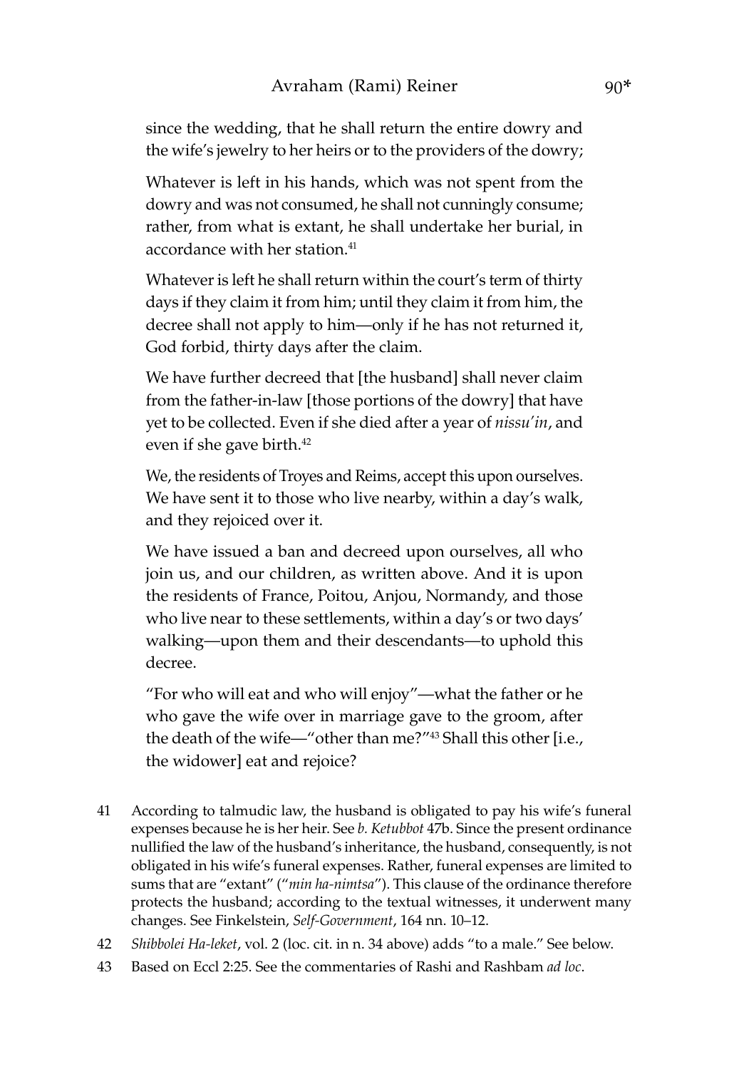since the wedding, that he shall return the entire dowry and the wife's jewelry to her heirs or to the providers of the dowry;

Whatever is left in his hands, which was not spent from the dowry and was not consumed, he shall not cunningly consume; rather, from what is extant, he shall undertake her burial, in accordance with her station.[41]

Whatever is left he shall return within the court's term of thirty days if they claim it from him; until they claim it from him, the decree shall not apply to him—only if he has not returned it, God forbid, thirty days after the claim.

We have further decreed that [the husband] shall never claim from the father-in-law [those portions of the dowry] that have yet to be collected. Even if she died after a year of *nissu'in*, and even if she gave birth.[42]

We, the residents of Troyes and Reims, accept this upon ourselves. We have sent it to those who live nearby, within a day's walk, and they rejoiced over it.

We have issued a ban and decreed upon ourselves, all who join us, and our children, as written above. And it is upon the residents of France, Poitou, Anjou, Normandy, and those who live near to these settlements, within a day's or two days' walking—upon them and their descendants—to uphold this decree.

"For who will eat and who will enjoy"—what the father or he who gave the wife over in marriage gave to the groom, after the death of the wife—"other than me?"[43] Shall this other [i.e., the widower] eat and rejoice?

41 According to talmudic law, the husband is obligated to pay his wife's funeral expenses because he is her heir. See *b. Ketubbot* 47b. Since the present ordinance nullified the law of the husband's inheritance, the husband, consequently, is not obligated in his wife's funeral expenses. Rather, funeral expenses are limited to sums that are "extant" ("*min ha-nimtsa*"). This clause of the ordinance therefore protects the husband; according to the textual witnesses, it underwent many changes. See Finkelstein, *Self-Government*, 164 nn. 10–12.

42 *Shibbolei Ha-leket*, vol. 2 (loc. cit. in n. 34 above) adds "to a male." See below.

43 Based on Eccl 2:25. See the commentaries of Rashi and Rashbam *ad loc*.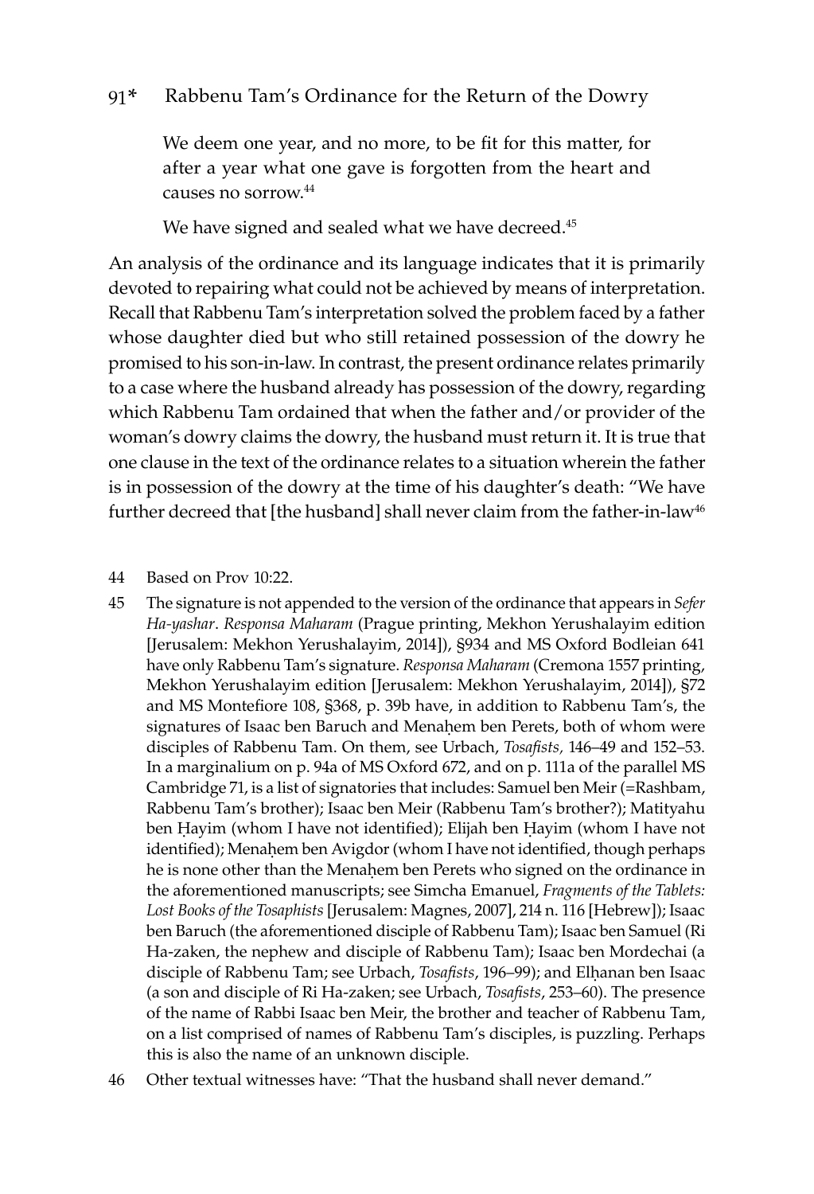We deem one year, and no more, to be fit for this matter, for after a year what one gave is forgotten from the heart and causes no sorrow.[44]

We have signed and sealed what we have decreed.[45]

An analysis of the ordinance and its language indicates that it is primarily devoted to repairing what could not be achieved by means of interpretation. Recall that Rabbenu Tam's interpretation solved the problem faced by a father whose daughter died but who still retained possession of the dowry he promised to his son-in-law. In contrast, the present ordinance relates primarily to a case where the husband already has possession of the dowry, regarding which Rabbenu Tam ordained that when the father and/or provider of the woman's dowry claims the dowry, the husband must return it. It is true that one clause in the text of the ordinance relates to a situation wherein the father is in possession of the dowry at the time of his daughter's death: "We have further decreed that [the husband] shall never claim from the father-in-law[46]

44 Based on Prov 10:22.

45 The signature is not appended to the version of the ordinance that appears in *Sefer Ha-yashar*. *Responsa Maharam* (Prague printing, Mekhon Yerushalayim edition [Jerusalem: Mekhon Yerushalayim, 2014]), §934 and MS Oxford Bodleian 641 have only Rabbenu Tam's signature. *Responsa Maharam* (Cremona 1557 printing, Mekhon Yerushalayim edition [Jerusalem: Mekhon Yerushalayim, 2014]), §72 and MS Montefiore 108, §368, p. 39b have, in addition to Rabbenu Tam's, the signatures of Isaac ben Baruch and Menaḥem ben Perets, both of whom were disciples of Rabbenu Tam. On them, see Urbach, *Tosafists,* 146–49 and 152–53. In a marginalium on p. 94a of MS Oxford 672, and on p. 111a of the parallel MS Cambridge 71, is a list of signatories that includes: Samuel ben Meir (=Rashbam, Rabbenu Tam's brother); Isaac ben Meir (Rabbenu Tam's brother?); Matityahu ben Ḥayim (whom I have not identified); Elijah ben Ḥayim (whom I have not identified); Menaḥem ben Avigdor (whom I have not identified, though perhaps he is none other than the Menaḥem ben Perets who signed on the ordinance in the aforementioned manuscripts; see Simcha Emanuel, *Fragments of the Tablets: Lost Books of the Tosaphists* [Jerusalem: Magnes, 2007], 214 n. 116 [Hebrew]); Isaac ben Baruch (the aforementioned disciple of Rabbenu Tam); Isaac ben Samuel (Ri Ha-zaken, the nephew and disciple of Rabbenu Tam); Isaac ben Mordechai (a disciple of Rabbenu Tam; see Urbach, *Tosafists*, 196–99); and Elḥanan ben Isaac (a son and disciple of Ri Ha-zaken; see Urbach, *Tosafists*, 253–60). The presence of the name of Rabbi Isaac ben Meir, the brother and teacher of Rabbenu Tam, on a list comprised of names of Rabbenu Tam's disciples, is puzzling. Perhaps this is also the name of an unknown disciple.

46 Other textual witnesses have: "That the husband shall never demand."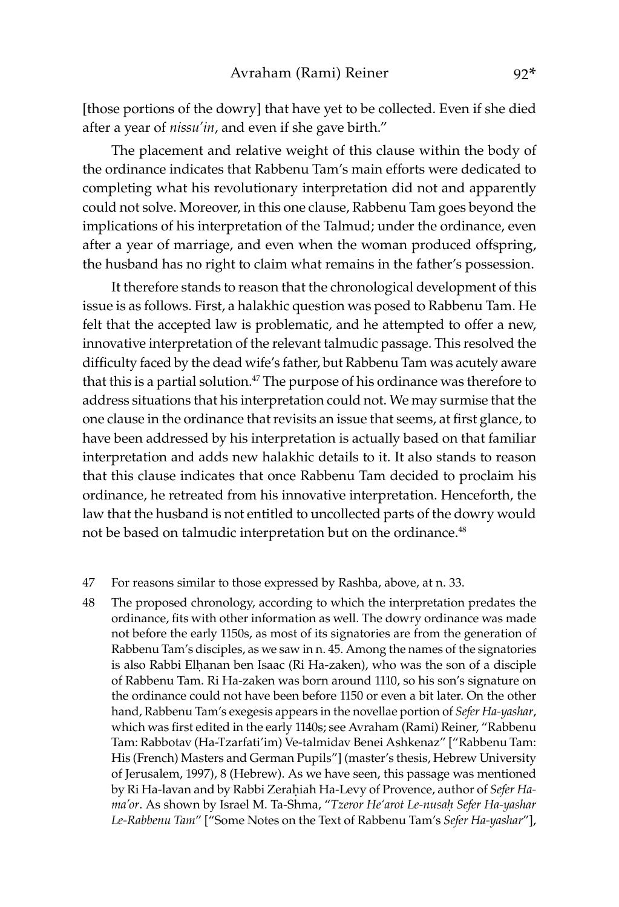[those portions of the dowry] that have yet to be collected. Even if she died after a year of *nissu'in*, and even if she gave birth."

The placement and relative weight of this clause within the body of the ordinance indicates that Rabbenu Tam's main efforts were dedicated to completing what his revolutionary interpretation did not and apparently could not solve. Moreover, in this one clause, Rabbenu Tam goes beyond the implications of his interpretation of the Talmud; under the ordinance, even after a year of marriage, and even when the woman produced offspring, the husband has no right to claim what remains in the father's possession.

It therefore stands to reason that the chronological development of this issue is as follows. First, a halakhic question was posed to Rabbenu Tam. He felt that the accepted law is problematic, and he attempted to offer a new, innovative interpretation of the relevant talmudic passage. This resolved the difficulty faced by the dead wife's father, but Rabbenu Tam was acutely aware that this is a partial solution.[47] The purpose of his ordinance was therefore to address situations that his interpretation could not. We may surmise that the one clause in the ordinance that revisits an issue that seems, at first glance, to have been addressed by his interpretation is actually based on that familiar interpretation and adds new halakhic details to it. It also stands to reason that this clause indicates that once Rabbenu Tam decided to proclaim his ordinance, he retreated from his innovative interpretation. Henceforth, the law that the husband is not entitled to uncollected parts of the dowry would not be based on talmudic interpretation but on the ordinance.[48]

47 For reasons similar to those expressed by Rashba, above, at n. 33.

48 The proposed chronology, according to which the interpretation predates the ordinance, fits with other information as well. The dowry ordinance was made not before the early 1150s, as most of its signatories are from the generation of Rabbenu Tam's disciples, as we saw in n. 45. Among the names of the signatories is also Rabbi Elḥanan ben Isaac (Ri Ha-zaken), who was the son of a disciple of Rabbenu Tam. Ri Ha-zaken was born around 1110, so his son's signature on the ordinance could not have been before 1150 or even a bit later. On the other hand, Rabbenu Tam's exegesis appears in the novellae portion of *Sefer Ha-yashar*, which was first edited in the early 1140s; see Avraham (Rami) Reiner, "Rabbenu Tam: Rabbotav (Ha-Tzarfati'im) Ve-talmidav Benei Ashkenaz" ["Rabbenu Tam: His (French) Masters and German Pupils"] (master's thesis, Hebrew University of Jerusalem, 1997), 8 (Hebrew). As we have seen, this passage was mentioned by Ri Ha-lavan and by Rabbi Zeraḥiah Ha-Levy of Provence, author of *Sefer Ha-ma'or*. As shown by Israel M. Ta-Shma, "*Tzeror He'arot Le-nusaḥ Sefer Ha-yashar Le-Rabbenu Tam*" ["Some Notes on the Text of Rabbenu Tam's *Sefer Ha-yashar*"],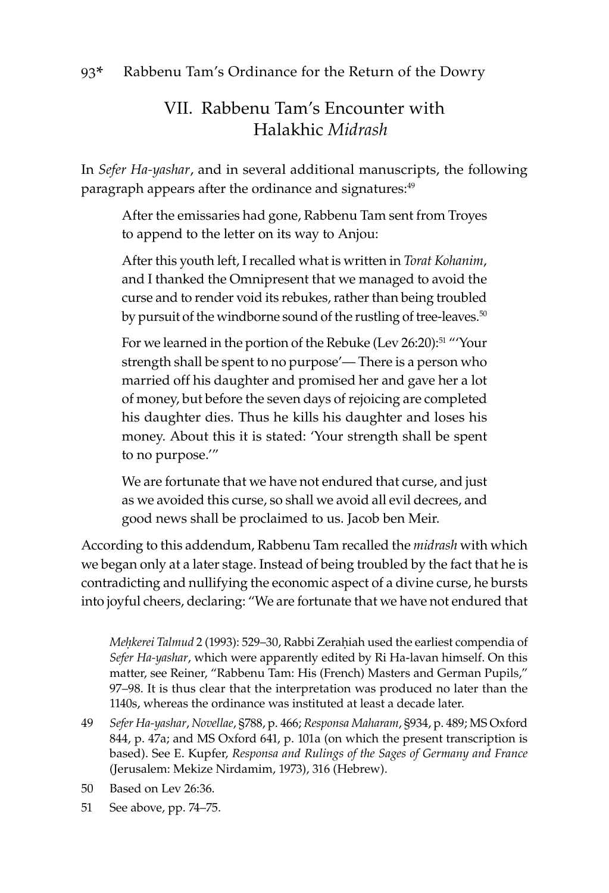## VII. Rabbenu Tam's Encounter with Halakhic *Midrash*

In *Sefer Ha-yashar*, and in several additional manuscripts, the following paragraph appears after the ordinance and signatures:[49]

> After the emissaries had gone, Rabbenu Tam sent from Troyes to append to the letter on its way to Anjou:
>
> After this youth left, I recalled what is written in *Torat Kohanim*, and I thanked the Omnipresent that we managed to avoid the curse and to render void its rebukes, rather than being troubled by pursuit of the windborne sound of the rustling of tree-leaves.[50]
>
> For we learned in the portion of the Rebuke (Lev 26:20):[51] "'Your strength shall be spent to no purpose'— There is a person who married off his daughter and promised her and gave her a lot of money, but before the seven days of rejoicing are completed his daughter dies. Thus he kills his daughter and loses his money. About this it is stated: 'Your strength shall be spent to no purpose.'"
>
> We are fortunate that we have not endured that curse, and just as we avoided this curse, so shall we avoid all evil decrees, and good news shall be proclaimed to us. Jacob ben Meir.

According to this addendum, Rabbenu Tam recalled the *midrash* with which we began only at a later stage. Instead of being troubled by the fact that he is contradicting and nullifying the economic aspect of a divine curse, he bursts into joyful cheers, declaring: "We are fortunate that we have not endured that

---

*Meḥkerei Talmud* 2 (1993): 529–30, Rabbi Zeraḥiah used the earliest compendia of *Sefer Ha-yashar*, which were apparently edited by Ri Ha-lavan himself. On this matter, see Reiner, "Rabbenu Tam: His (French) Masters and German Pupils," 97–98. It is thus clear that the interpretation was produced no later than the 1140s, whereas the ordinance was instituted at least a decade later.

49 *Sefer Ha-yashar*, *Novellae*, §788, p. 466; *Responsa Maharam*, §934, p. 489; MS Oxford 844, p. 47a; and MS Oxford 641, p. 101a (on which the present transcription is based). See E. Kupfer, *Responsa and Rulings of the Sages of Germany and France* (Jerusalem: Mekize Nirdamim, 1973), 316 (Hebrew).

50 Based on Lev 26:36.

51 See above, pp. 74–75.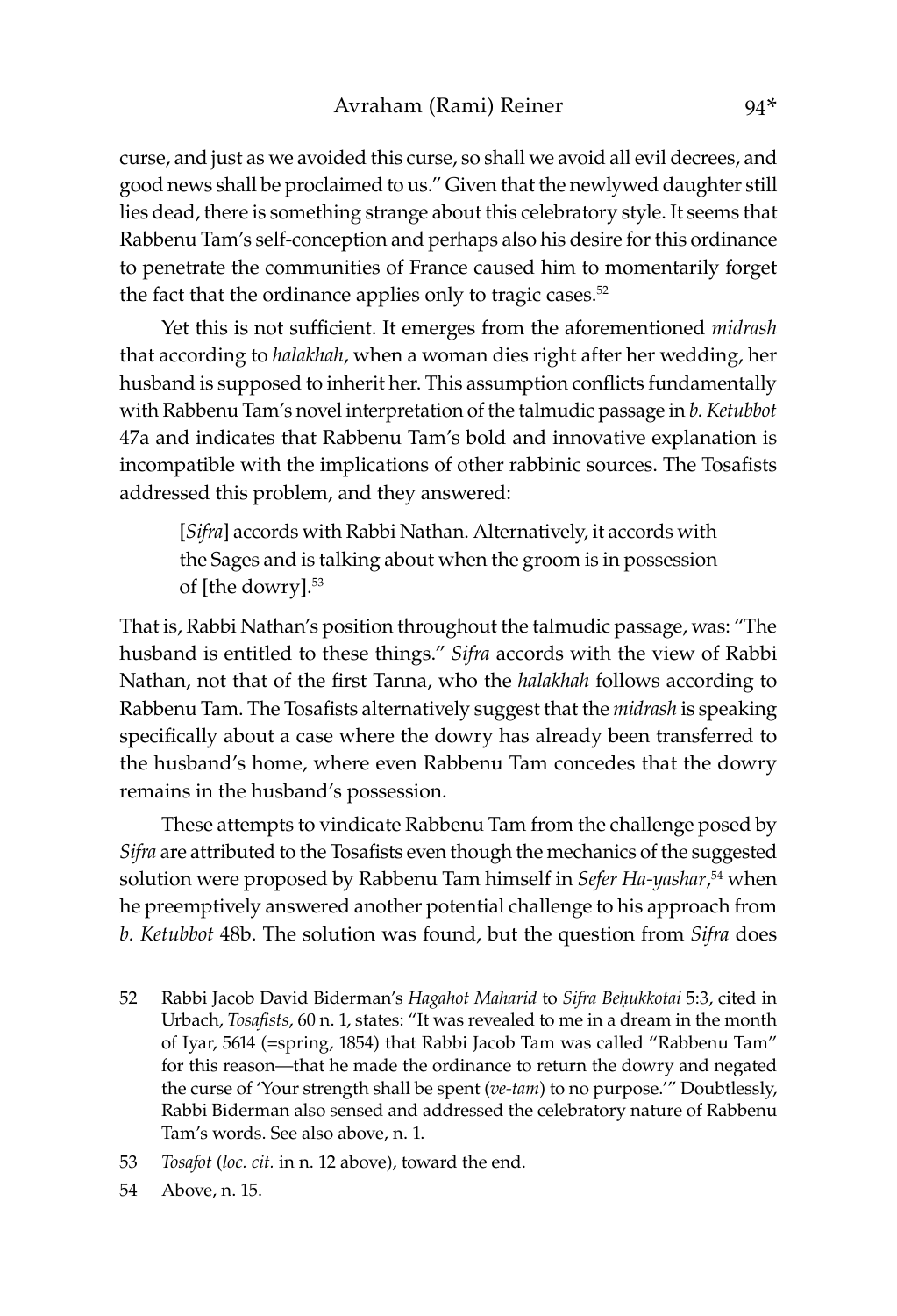curse, and just as we avoided this curse, so shall we avoid all evil decrees, and good news shall be proclaimed to us." Given that the newlywed daughter still lies dead, there is something strange about this celebratory style. It seems that Rabbenu Tam's self-conception and perhaps also his desire for this ordinance to penetrate the communities of France caused him to momentarily forget the fact that the ordinance applies only to tragic cases.[52]

Yet this is not sufficient. It emerges from the aforementioned *midrash* that according to *halakhah*, when a woman dies right after her wedding, her husband is supposed to inherit her. This assumption conflicts fundamentally with Rabbenu Tam's novel interpretation of the talmudic passage in *b. Ketubbot* 47a and indicates that Rabbenu Tam's bold and innovative explanation is incompatible with the implications of other rabbinic sources. The Tosafists addressed this problem, and they answered:

> [*Sifra*] accords with Rabbi Nathan. Alternatively, it accords with the Sages and is talking about when the groom is in possession of [the dowry].[53]

That is, Rabbi Nathan's position throughout the talmudic passage, was: "The husband is entitled to these things." *Sifra* accords with the view of Rabbi Nathan, not that of the first Tanna, who the *halakhah* follows according to Rabbenu Tam. The Tosafists alternatively suggest that the *midrash* is speaking specifically about a case where the dowry has already been transferred to the husband's home, where even Rabbenu Tam concedes that the dowry remains in the husband's possession.

These attempts to vindicate Rabbenu Tam from the challenge posed by *Sifra* are attributed to the Tosafists even though the mechanics of the suggested solution were proposed by Rabbenu Tam himself in *Sefer Ha-yashar*,[54] when he preemptively answered another potential challenge to his approach from *b. Ketubbot* 48b. The solution was found, but the question from *Sifra* does

52 Rabbi Jacob David Biderman's *Hagahot Maharid* to *Sifra Beḥukkotai* 5:3, cited in Urbach, *Tosafists*, 60 n. 1, states: "It was revealed to me in a dream in the month of Iyar, 5614 (=spring, 1854) that Rabbi Jacob Tam was called "Rabbenu Tam" for this reason—that he made the ordinance to return the dowry and negated the curse of 'Your strength shall be spent (*ve-tam*) to no purpose.'" Doubtlessly, Rabbi Biderman also sensed and addressed the celebratory nature of Rabbenu Tam's words. See also above, n. 1.

53 *Tosafot* (*loc. cit.* in n. 12 above), toward the end.

54 Above, n. 15.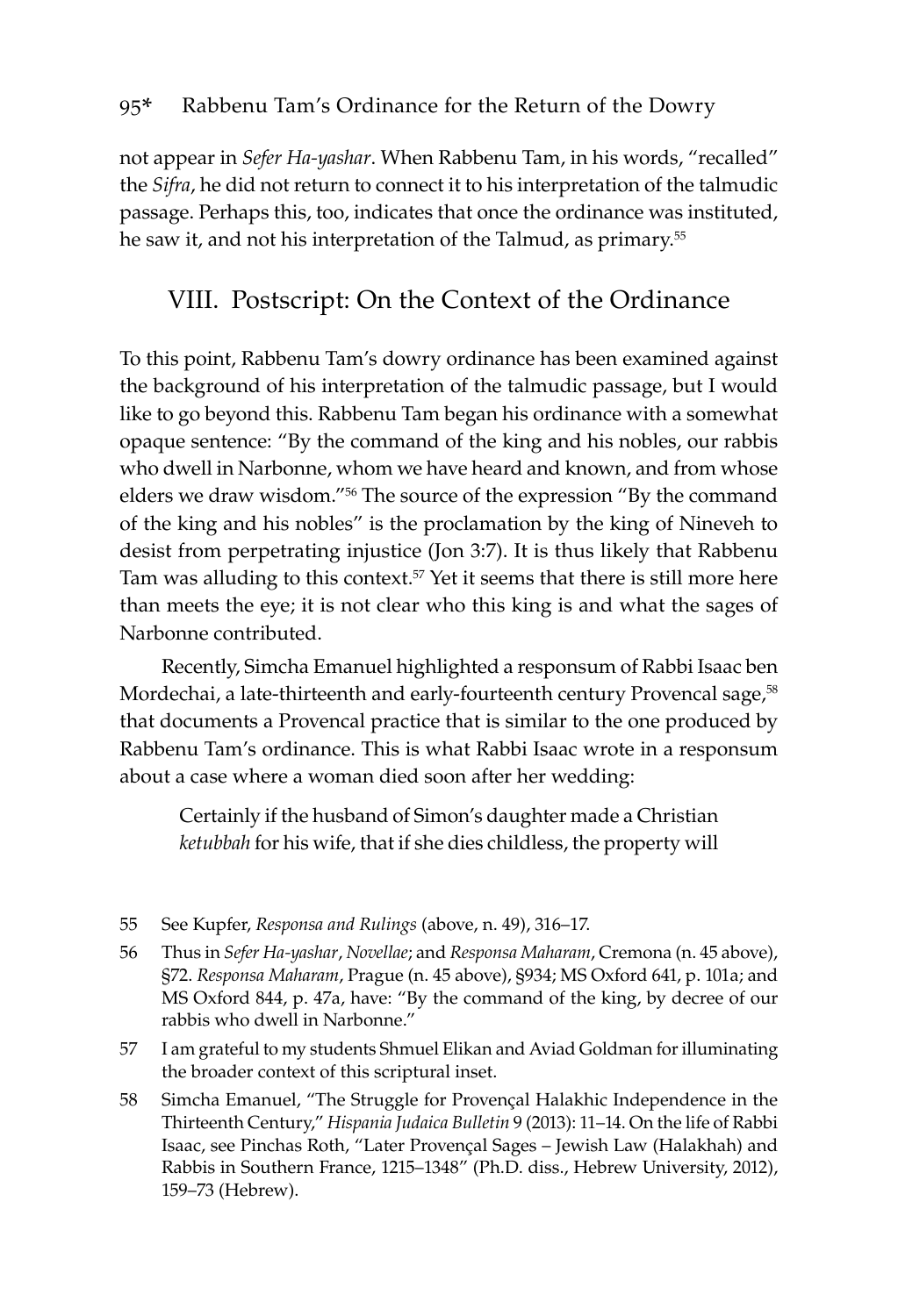not appear in *Sefer Ha-yashar*. When Rabbenu Tam, in his words, "recalled" the *Sifra*, he did not return to connect it to his interpretation of the talmudic passage. Perhaps this, too, indicates that once the ordinance was instituted, he saw it, and not his interpretation of the Talmud, as primary.[55]

## VIII. Postscript: On the Context of the Ordinance

To this point, Rabbenu Tam's dowry ordinance has been examined against the background of his interpretation of the talmudic passage, but I would like to go beyond this. Rabbenu Tam began his ordinance with a somewhat opaque sentence: "By the command of the king and his nobles, our rabbis who dwell in Narbonne, whom we have heard and known, and from whose elders we draw wisdom."[56] The source of the expression "By the command of the king and his nobles" is the proclamation by the king of Nineveh to desist from perpetrating injustice (Jon 3:7). It is thus likely that Rabbenu Tam was alluding to this context.[57] Yet it seems that there is still more here than meets the eye; it is not clear who this king is and what the sages of Narbonne contributed.

Recently, Simcha Emanuel highlighted a responsum of Rabbi Isaac ben Mordechai, a late-thirteenth and early-fourteenth century Provencal sage,[58] that documents a Provencal practice that is similar to the one produced by Rabbenu Tam's ordinance. This is what Rabbi Isaac wrote in a responsum about a case where a woman died soon after her wedding:

> Certainly if the husband of Simon's daughter made a Christian *ketubbah* for his wife, that if she dies childless, the property will

---

55 See Kupfer, *Responsa and Rulings* (above, n. 49), 316–17.

56 Thus in *Sefer Ha-yashar*, *Novellae*; and *Responsa Maharam*, Cremona (n. 45 above), §72. *Responsa Maharam*, Prague (n. 45 above), §934; MS Oxford 641, p. 101a; and MS Oxford 844, p. 47a, have: "By the command of the king, by decree of our rabbis who dwell in Narbonne."

57 I am grateful to my students Shmuel Elikan and Aviad Goldman for illuminating the broader context of this scriptural inset.

58 Simcha Emanuel, "The Struggle for Provençal Halakhic Independence in the Thirteenth Century," *Hispania Judaica Bulletin* 9 (2013): 11–14. On the life of Rabbi Isaac, see Pinchas Roth, "Later Provençal Sages – Jewish Law (Halakhah) and Rabbis in Southern France, 1215–1348" (Ph.D. diss., Hebrew University, 2012), 159–73 (Hebrew).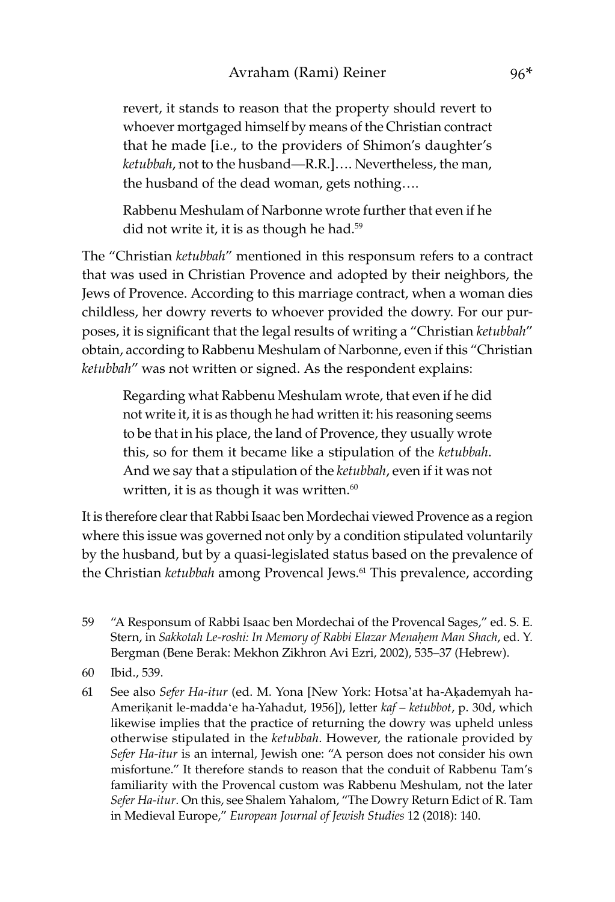> revert, it stands to reason that the property should revert to whoever mortgaged himself by means of the Christian contract that he made [i.e., to the providers of Shimon's daughter's *ketubbah*, not to the husband—R.R.]…. Nevertheless, the man, the husband of the dead woman, gets nothing….
>
> Rabbenu Meshulam of Narbonne wrote further that even if he did not write it, it is as though he had.[59]

The "Christian *ketubbah*" mentioned in this responsum refers to a contract that was used in Christian Provence and adopted by their neighbors, the Jews of Provence. According to this marriage contract, when a woman dies childless, her dowry reverts to whoever provided the dowry. For our purposes, it is significant that the legal results of writing a "Christian *ketubbah*" obtain, according to Rabbenu Meshulam of Narbonne, even if this "Christian *ketubbah*" was not written or signed. As the respondent explains:

> Regarding what Rabbenu Meshulam wrote, that even if he did not write it, it is as though he had written it: his reasoning seems to be that in his place, the land of Provence, they usually wrote this, so for them it became like a stipulation of the *ketubbah*. And we say that a stipulation of the *ketubbah*, even if it was not written, it is as though it was written.[60]

It is therefore clear that Rabbi Isaac ben Mordechai viewed Provence as a region where this issue was governed not only by a condition stipulated voluntarily by the husband, but by a quasi-legislated status based on the prevalence of the Christian *ketubbah* among Provencal Jews.[61] This prevalence, according

---

59 "A Responsum of Rabbi Isaac ben Mordechai of the Provencal Sages," ed. S. E. Stern, in *Sakkotah Le-roshi: In Memory of Rabbi Elazar Menaḥem Man Shach*, ed. Y. Bergman (Bene Berak: Mekhon Zikhron Avi Ezri, 2002), 535–37 (Hebrew).

60 Ibid., 539.

61 See also *Sefer Ha-itur* (ed. M. Yona [New York: Hotsa'at ha-Aḳademyah ha-Ameriḳanit le-madda'e ha-Yahadut, 1956]), letter *kaf – ketubbot*, p. 30d, which likewise implies that the practice of returning the dowry was upheld unless otherwise stipulated in the *ketubbah*. However, the rationale provided by *Sefer Ha-itur* is an internal, Jewish one: "A person does not consider his own misfortune." It therefore stands to reason that the conduit of Rabbenu Tam's familiarity with the Provencal custom was Rabbenu Meshulam, not the later *Sefer Ha-itur*. On this, see Shalem Yahalom, "The Dowry Return Edict of R. Tam in Medieval Europe," *European Journal of Jewish Studies* 12 (2018): 140.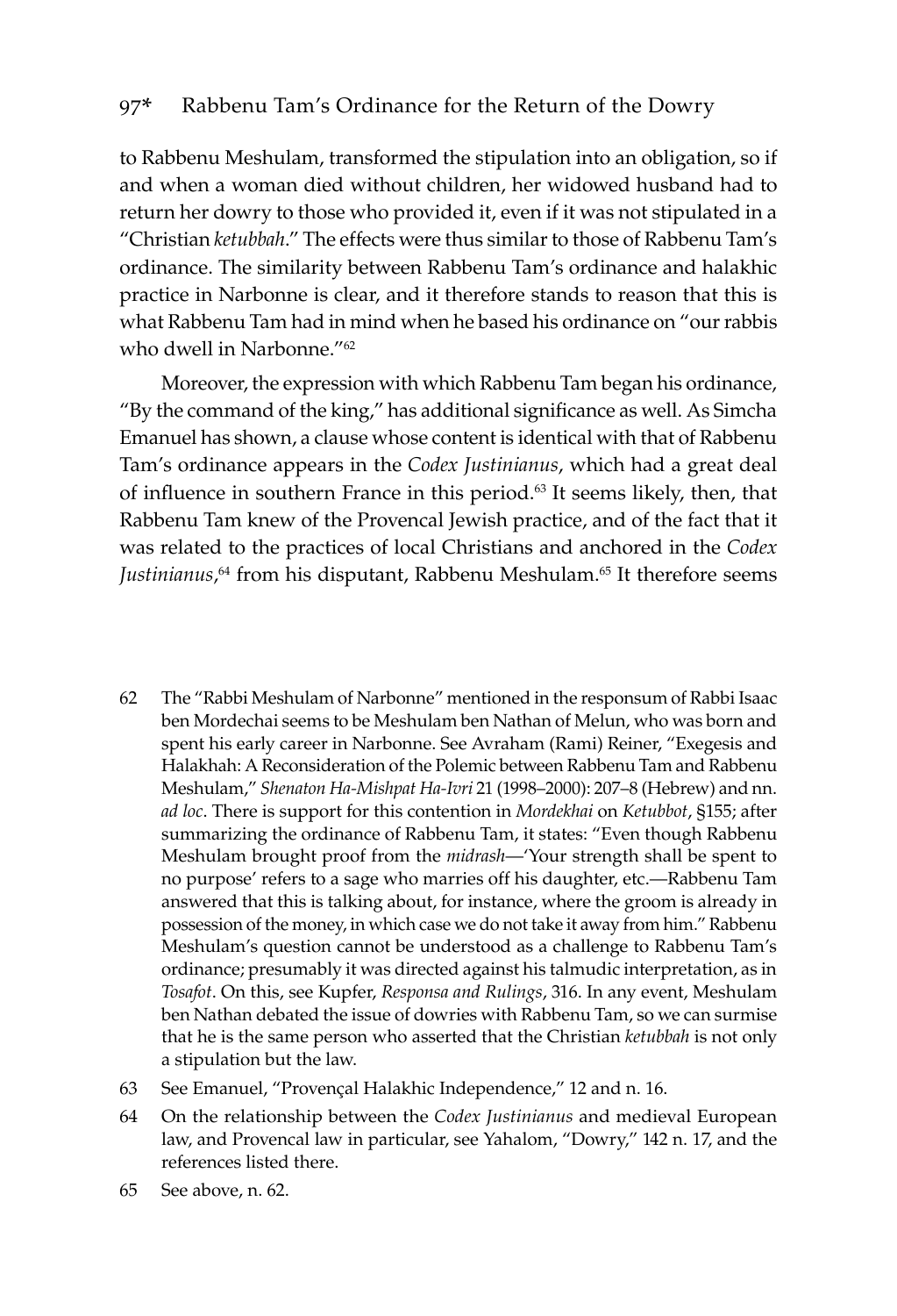to Rabbenu Meshulam, transformed the stipulation into an obligation, so if and when a woman died without children, her widowed husband had to return her dowry to those who provided it, even if it was not stipulated in a "Christian *ketubbah*." The effects were thus similar to those of Rabbenu Tam's ordinance. The similarity between Rabbenu Tam's ordinance and halakhic practice in Narbonne is clear, and it therefore stands to reason that this is what Rabbenu Tam had in mind when he based his ordinance on "our rabbis who dwell in Narbonne."[62]

Moreover, the expression with which Rabbenu Tam began his ordinance, "By the command of the king," has additional significance as well. As Simcha Emanuel has shown, a clause whose content is identical with that of Rabbenu Tam's ordinance appears in the *Codex Justinianus*, which had a great deal of influence in southern France in this period.[63] It seems likely, then, that Rabbenu Tam knew of the Provencal Jewish practice, and of the fact that it was related to the practices of local Christians and anchored in the *Codex Justinianus*,[64] from his disputant, Rabbenu Meshulam.[65] It therefore seems

62 The "Rabbi Meshulam of Narbonne" mentioned in the responsum of Rabbi Isaac ben Mordechai seems to be Meshulam ben Nathan of Melun, who was born and spent his early career in Narbonne. See Avraham (Rami) Reiner, "Exegesis and Halakhah: A Reconsideration of the Polemic between Rabbenu Tam and Rabbenu Meshulam," *Shenaton Ha-Mishpat Ha-Ivri* 21 (1998–2000): 207–8 (Hebrew) and nn. *ad loc*. There is support for this contention in *Mordekhai* on *Ketubbot*, §155; after summarizing the ordinance of Rabbenu Tam, it states: "Even though Rabbenu Meshulam brought proof from the *midrash*—'Your strength shall be spent to no purpose' refers to a sage who marries off his daughter, etc.—Rabbenu Tam answered that this is talking about, for instance, where the groom is already in possession of the money, in which case we do not take it away from him." Rabbenu Meshulam's question cannot be understood as a challenge to Rabbenu Tam's ordinance; presumably it was directed against his talmudic interpretation, as in *Tosafot*. On this, see Kupfer, *Responsa and Rulings*, 316. In any event, Meshulam ben Nathan debated the issue of dowries with Rabbenu Tam, so we can surmise that he is the same person who asserted that the Christian *ketubbah* is not only a stipulation but the law.

63 See Emanuel, "Provençal Halakhic Independence," 12 and n. 16.

64 On the relationship between the *Codex Justinianus* and medieval European law, and Provencal law in particular, see Yahalom, "Dowry," 142 n. 17, and the references listed there.

65 See above, n. 62.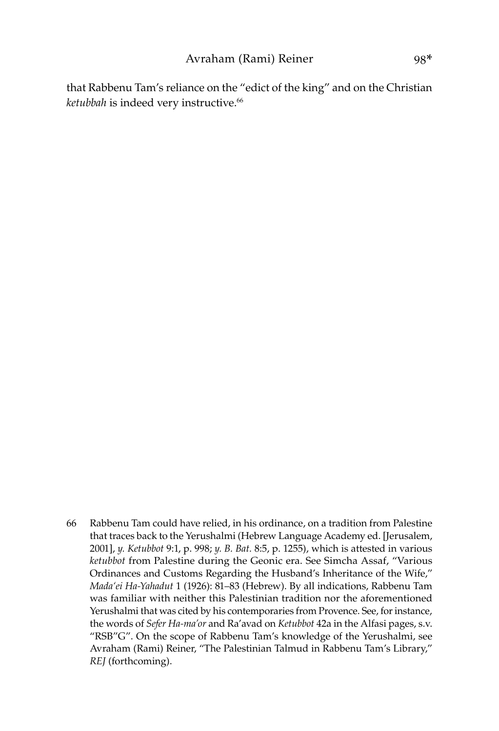that Rabbenu Tam's reliance on the "edict of the king" and on the Christian *ketubbah* is indeed very instructive.[66]

66 Rabbenu Tam could have relied, in his ordinance, on a tradition from Palestine that traces back to the Yerushalmi (Hebrew Language Academy ed. [Jerusalem, 2001], *y. Ketubbot* 9:1, p. 998; *y. B. Bat.* 8:5, p. 1255), which is attested in various *ketubbot* from Palestine during the Geonic era. See Simcha Assaf, "Various Ordinances and Customs Regarding the Husband's Inheritance of the Wife," *Mada'ei Ha-Yahadut* 1 (1926): 81–83 (Hebrew). By all indications, Rabbenu Tam was familiar with neither this Palestinian tradition nor the aforementioned Yerushalmi that was cited by his contemporaries from Provence. See, for instance, the words of *Sefer Ha-ma'or* and Ra'avad on *Ketubbot* 42a in the Alfasi pages, s.v. "RSB"G". On the scope of Rabbenu Tam's knowledge of the Yerushalmi, see Avraham (Rami) Reiner, "The Palestinian Talmud in Rabbenu Tam's Library," *REJ* (forthcoming).